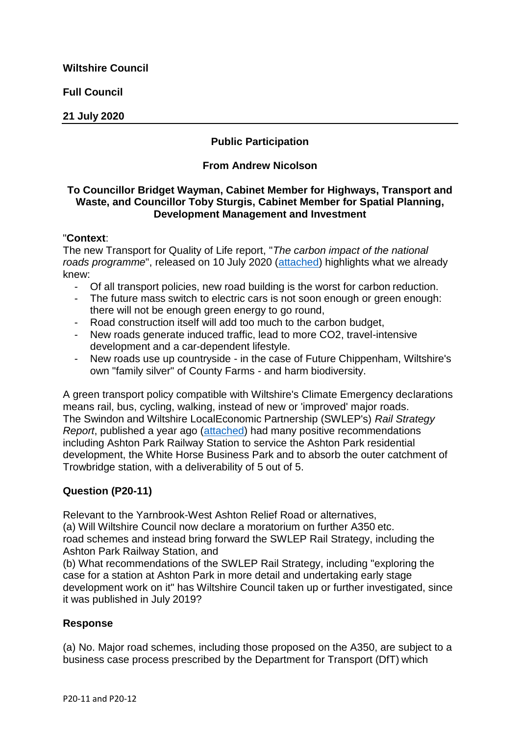**Wiltshire Council**

**Full Council**

**21 July 2020**

---

**Public Participation**

**From Andrew Nicolson**

**To Councillor Bridget Wayman, Cabinet Member for Highways, Transport and Waste, and Councillor Toby Sturgis, Cabinet Member for Spatial Planning, Development Management and Investment**

"**Context**:

The new Transport for Quality of Life report, "*The carbon impact of the national roads programme*", released on 10 July 2020 (attached) highlights what we already knew:

- Of all transport policies, new road building is the worst for carbon reduction.
- The future mass switch to electric cars is not soon enough or green enough: there will not be enough green energy to go round,
- Road construction itself will add too much to the carbon budget,
- New roads generate induced traffic, lead to more CO2, travel-intensive development and a car-dependent lifestyle.
- New roads use up countryside - in the case of Future Chippenham, Wiltshire's own "family silver" of County Farms - and harm biodiversity.

A green transport policy compatible with Wiltshire's Climate Emergency declarations means rail, bus, cycling, walking, instead of new or 'improved' major roads. The Swindon and Wiltshire LocalEconomic Partnership (SWLEP's) *Rail Strategy Report*, published a year ago (attached) had many positive recommendations including Ashton Park Railway Station to service the Ashton Park residential development, the White Horse Business Park and to absorb the outer catchment of Trowbridge station, with a deliverability of 5 out of 5.

**Question (P20-11)**

Relevant to the Yarnbrook-West Ashton Relief Road or alternatives,
(a) Will Wiltshire Council now declare a moratorium on further A350 etc. road schemes and instead bring forward the SWLEP Rail Strategy, including the Ashton Park Railway Station, and
(b) What recommendations of the SWLEP Rail Strategy, including "exploring the case for a station at Ashton Park in more detail and undertaking early stage development work on it" has Wiltshire Council taken up or further investigated, since it was published in July 2019?

**Response**

(a) No. Major road schemes, including those proposed on the A350, are subject to a business case process prescribed by the Department for Transport (DfT) which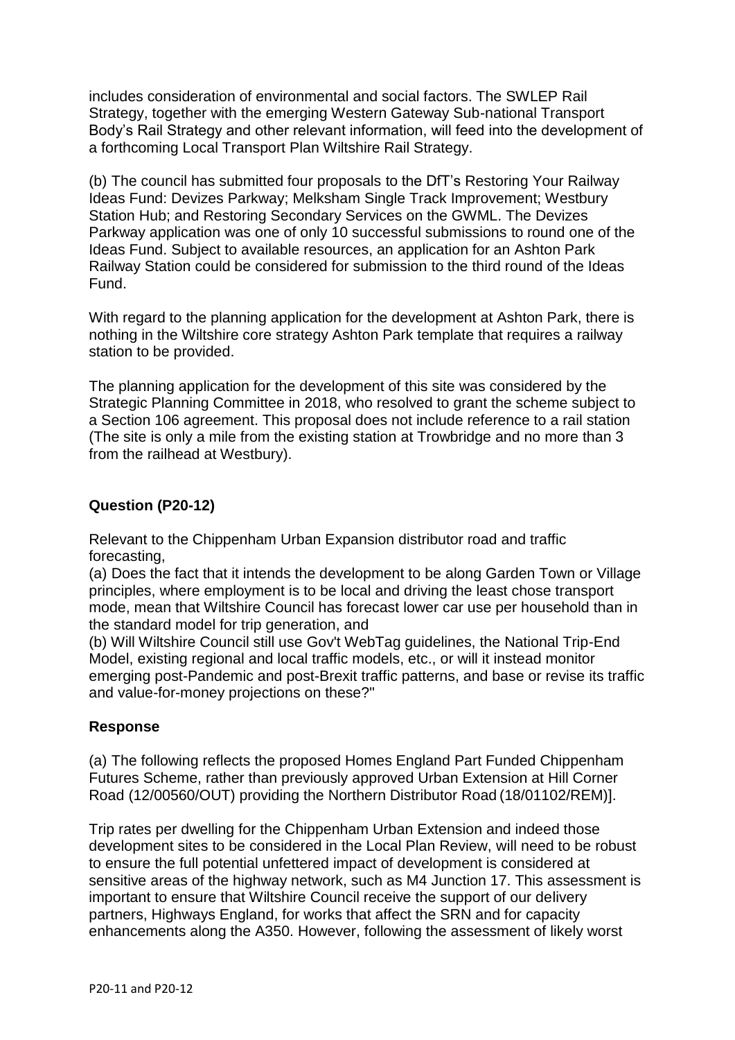includes consideration of environmental and social factors. The SWLEP Rail Strategy, together with the emerging Western Gateway Sub-national Transport Body's Rail Strategy and other relevant information, will feed into the development of a forthcoming Local Transport Plan Wiltshire Rail Strategy.

(b) The council has submitted four proposals to the DfT's Restoring Your Railway Ideas Fund: Devizes Parkway; Melksham Single Track Improvement; Westbury Station Hub; and Restoring Secondary Services on the GWML. The Devizes Parkway application was one of only 10 successful submissions to round one of the Ideas Fund. Subject to available resources, an application for an Ashton Park Railway Station could be considered for submission to the third round of the Ideas Fund.

With regard to the planning application for the development at Ashton Park, there is nothing in the Wiltshire core strategy Ashton Park template that requires a railway station to be provided.

The planning application for the development of this site was considered by the Strategic Planning Committee in 2018, who resolved to grant the scheme subject to a Section 106 agreement. This proposal does not include reference to a rail station (The site is only a mile from the existing station at Trowbridge and no more than 3 from the railhead at Westbury).

### Question (P20-12)

Relevant to the Chippenham Urban Expansion distributor road and traffic forecasting,

(a) Does the fact that it intends the development to be along Garden Town or Village principles, where employment is to be local and driving the least chose transport mode, mean that Wiltshire Council has forecast lower car use per household than in the standard model for trip generation, and

(b) Will Wiltshire Council still use Gov't WebTag guidelines, the National Trip-End Model, existing regional and local traffic models, etc., or will it instead monitor emerging post-Pandemic and post-Brexit traffic patterns, and base or revise its traffic and value-for-money projections on these?"

### Response

(a) The following reflects the proposed Homes England Part Funded Chippenham Futures Scheme, rather than previously approved Urban Extension at Hill Corner Road (12/00560/OUT) providing the Northern Distributor Road (18/01102/REM)].

Trip rates per dwelling for the Chippenham Urban Extension and indeed those development sites to be considered in the Local Plan Review, will need to be robust to ensure the full potential unfettered impact of development is considered at sensitive areas of the highway network, such as M4 Junction 17. This assessment is important to ensure that Wiltshire Council receive the support of our delivery partners, Highways England, for works that affect the SRN and for capacity enhancements along the A350. However, following the assessment of likely worst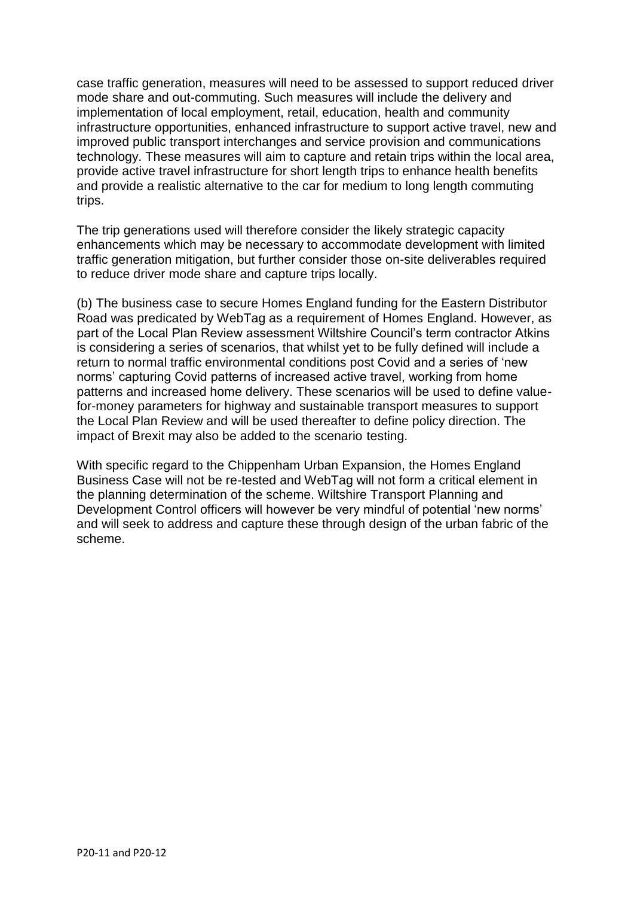case traffic generation, measures will need to be assessed to support reduced driver mode share and out-commuting. Such measures will include the delivery and implementation of local employment, retail, education, health and community infrastructure opportunities, enhanced infrastructure to support active travel, new and improved public transport interchanges and service provision and communications technology. These measures will aim to capture and retain trips within the local area, provide active travel infrastructure for short length trips to enhance health benefits and provide a realistic alternative to the car for medium to long length commuting trips.

The trip generations used will therefore consider the likely strategic capacity enhancements which may be necessary to accommodate development with limited traffic generation mitigation, but further consider those on-site deliverables required to reduce driver mode share and capture trips locally.

(b) The business case to secure Homes England funding for the Eastern Distributor Road was predicated by WebTag as a requirement of Homes England. However, as part of the Local Plan Review assessment Wiltshire Council's term contractor Atkins is considering a series of scenarios, that whilst yet to be fully defined will include a return to normal traffic environmental conditions post Covid and a series of 'new norms' capturing Covid patterns of increased active travel, working from home patterns and increased home delivery. These scenarios will be used to define value-for-money parameters for highway and sustainable transport measures to support the Local Plan Review and will be used thereafter to define policy direction. The impact of Brexit may also be added to the scenario testing.

With specific regard to the Chippenham Urban Expansion, the Homes England Business Case will not be re-tested and WebTag will not form a critical element in the planning determination of the scheme. Wiltshire Transport Planning and Development Control officers will however be very mindful of potential 'new norms' and will seek to address and capture these through design of the urban fabric of the scheme.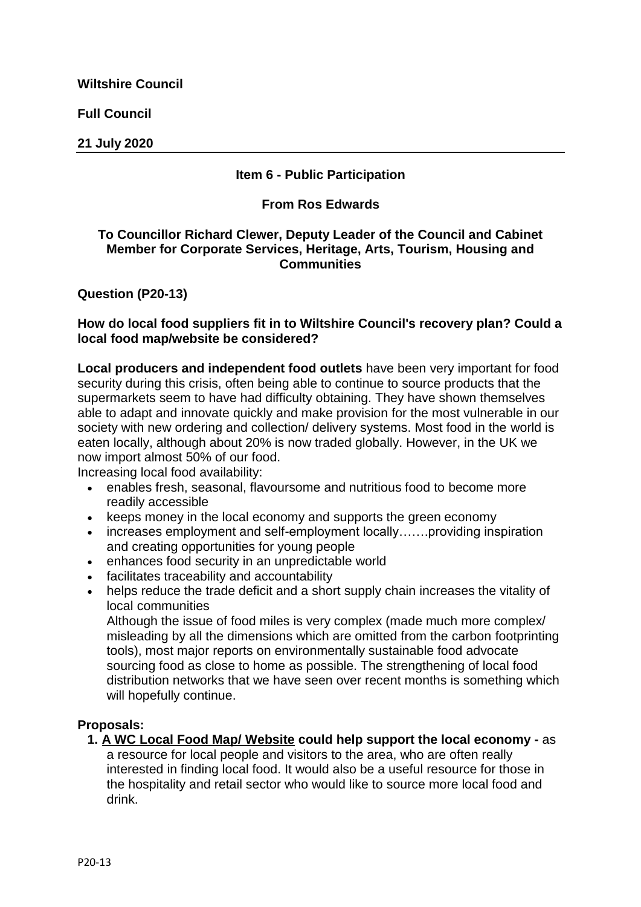**Wiltshire Council**

**Full Council**

**21 July 2020**

---

**Item 6 - Public Participation**

**From Ros Edwards**

**To Councillor Richard Clewer, Deputy Leader of the Council and Cabinet Member for Corporate Services, Heritage, Arts, Tourism, Housing and Communities**

**Question (P20-13)**

**How do local food suppliers fit in to Wiltshire Council's recovery plan? Could a local food map/website be considered?**

**Local producers and independent food outlets** have been very important for food security during this crisis, often being able to continue to source products that the supermarkets seem to have had difficulty obtaining. They have shown themselves able to adapt and innovate quickly and make provision for the most vulnerable in our society with new ordering and collection/ delivery systems. Most food in the world is eaten locally, although about 20% is now traded globally. However, in the UK we now import almost 50% of our food.

Increasing local food availability:

- enables fresh, seasonal, flavoursome and nutritious food to become more readily accessible
- keeps money in the local economy and supports the green economy
- increases employment and self-employment locally…….providing inspiration and creating opportunities for young people
- enhances food security in an unpredictable world
- facilitates traceability and accountability
- helps reduce the trade deficit and a short supply chain increases the vitality of local communities

  Although the issue of food miles is very complex (made much more complex/ misleading by all the dimensions which are omitted from the carbon footprinting tools), most major reports on environmentally sustainable food advocate sourcing food as close to home as possible. The strengthening of local food distribution networks that we have seen over recent months is something which will hopefully continue.

**Proposals:**

1. **A WC Local Food Map/ Website could help support the local economy -** as a resource for local people and visitors to the area, who are often really interested in finding local food. It would also be a useful resource for those in the hospitality and retail sector who would like to source more local food and drink.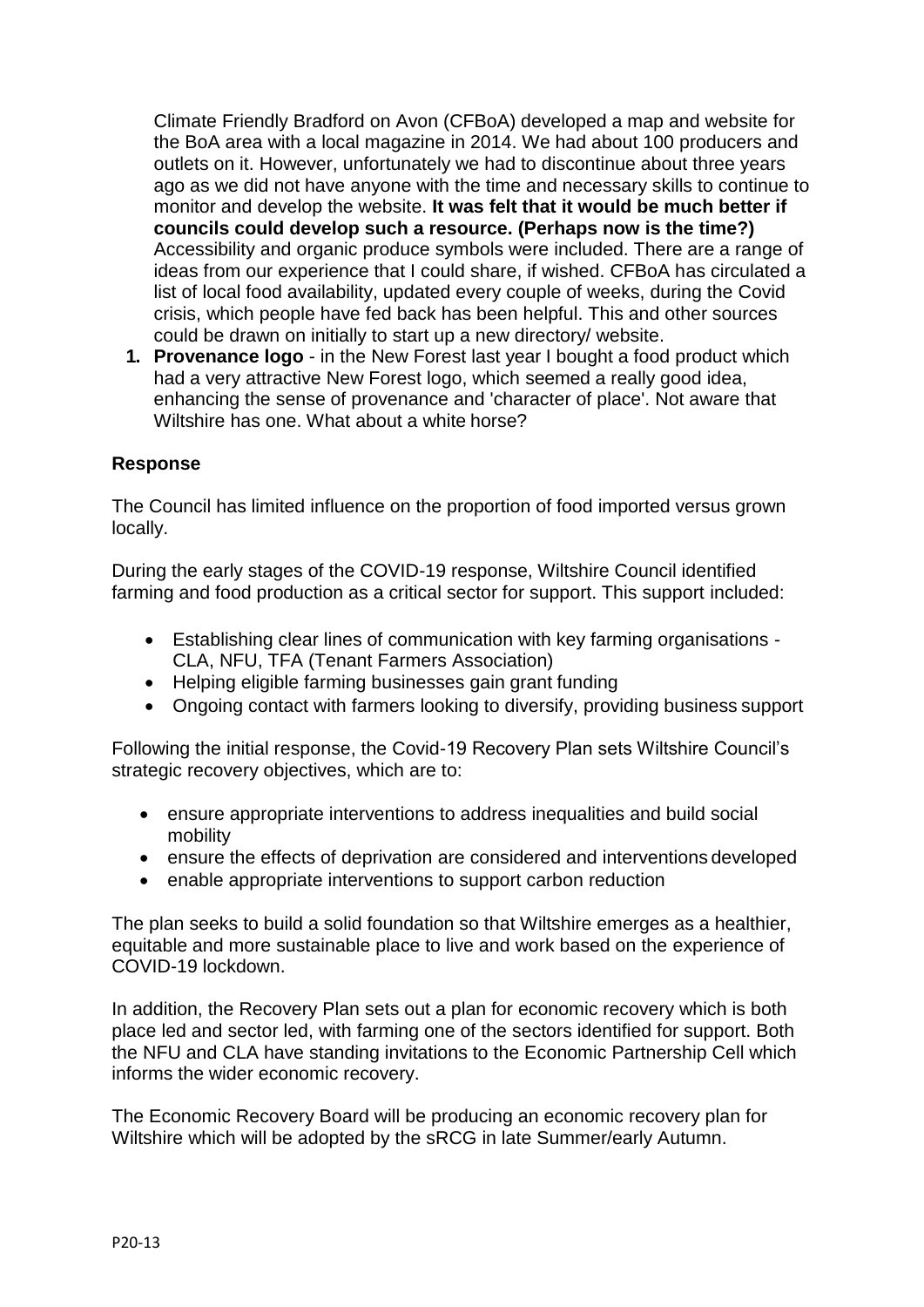Climate Friendly Bradford on Avon (CFBoA) developed a map and website for the BoA area with a local magazine in 2014. We had about 100 producers and outlets on it. However, unfortunately we had to discontinue about three years ago as we did not have anyone with the time and necessary skills to continue to monitor and develop the website. **It was felt that it would be much better if councils could develop such a resource. (Perhaps now is the time?)** Accessibility and organic produce symbols were included. There are a range of ideas from our experience that I could share, if wished. CFBoA has circulated a list of local food availability, updated every couple of weeks, during the Covid crisis, which people have fed back has been helpful. This and other sources could be drawn on initially to start up a new directory/ website.

1. **Provenance logo** - in the New Forest last year I bought a food product which had a very attractive New Forest logo, which seemed a really good idea, enhancing the sense of provenance and 'character of place'. Not aware that Wiltshire has one. What about a white horse?

**Response**

The Council has limited influence on the proportion of food imported versus grown locally.

During the early stages of the COVID-19 response, Wiltshire Council identified farming and food production as a critical sector for support. This support included:

- Establishing clear lines of communication with key farming organisations - CLA, NFU, TFA (Tenant Farmers Association)
- Helping eligible farming businesses gain grant funding
- Ongoing contact with farmers looking to diversify, providing business support

Following the initial response, the Covid-19 Recovery Plan sets Wiltshire Council's strategic recovery objectives, which are to:

- ensure appropriate interventions to address inequalities and build social mobility
- ensure the effects of deprivation are considered and interventions developed
- enable appropriate interventions to support carbon reduction

The plan seeks to build a solid foundation so that Wiltshire emerges as a healthier, equitable and more sustainable place to live and work based on the experience of COVID-19 lockdown.

In addition, the Recovery Plan sets out a plan for economic recovery which is both place led and sector led, with farming one of the sectors identified for support. Both the NFU and CLA have standing invitations to the Economic Partnership Cell which informs the wider economic recovery.

The Economic Recovery Board will be producing an economic recovery plan for Wiltshire which will be adopted by the sRCG in late Summer/early Autumn.

P20-13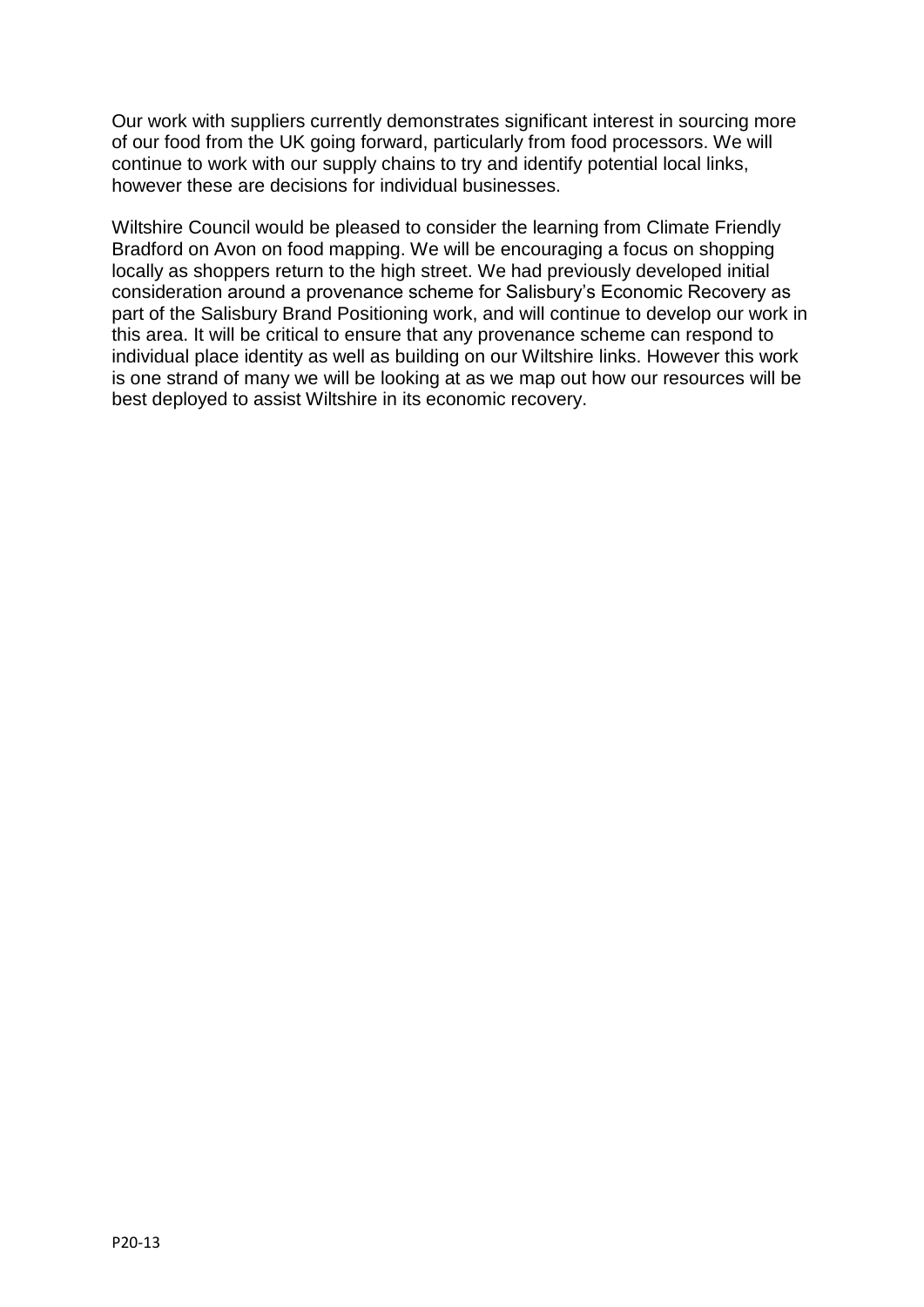Our work with suppliers currently demonstrates significant interest in sourcing more of our food from the UK going forward, particularly from food processors. We will continue to work with our supply chains to try and identify potential local links, however these are decisions for individual businesses.

Wiltshire Council would be pleased to consider the learning from Climate Friendly Bradford on Avon on food mapping. We will be encouraging a focus on shopping locally as shoppers return to the high street. We had previously developed initial consideration around a provenance scheme for Salisbury's Economic Recovery as part of the Salisbury Brand Positioning work, and will continue to develop our work in this area. It will be critical to ensure that any provenance scheme can respond to individual place identity as well as building on our Wiltshire links. However this work is one strand of many we will be looking at as we map out how our resources will be best deployed to assist Wiltshire in its economic recovery.

P20-13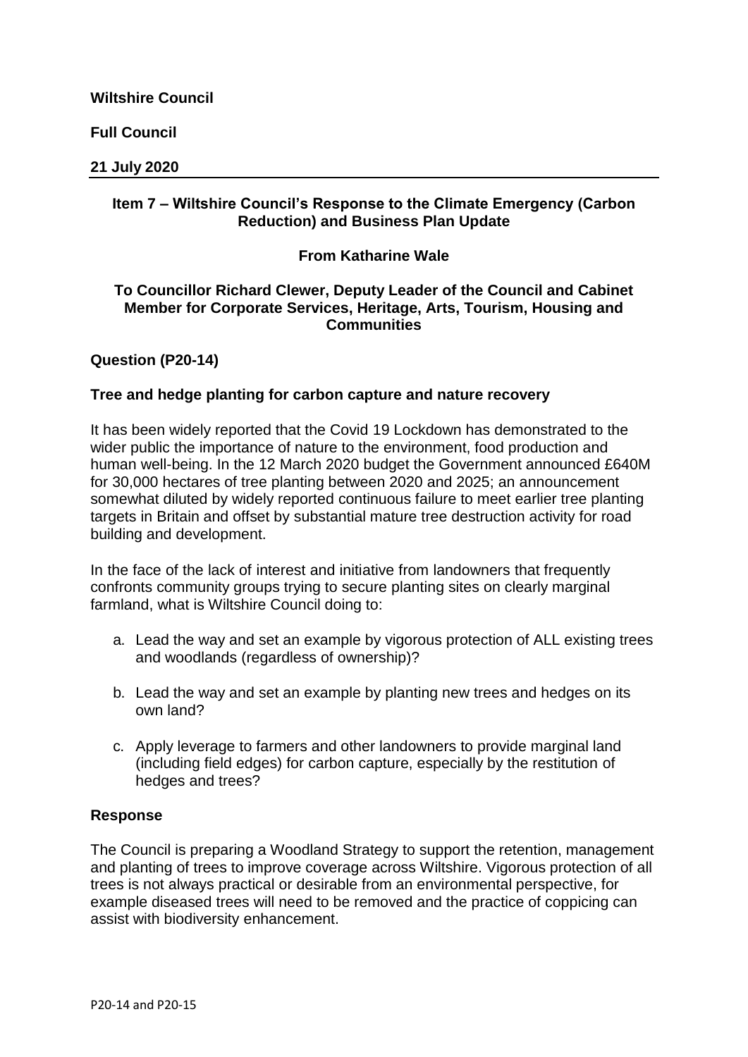**Wiltshire Council**

**Full Council**

**21 July 2020**

---

**Item 7 – Wiltshire Council's Response to the Climate Emergency (Carbon Reduction) and Business Plan Update**

**From Katharine Wale**

**To Councillor Richard Clewer, Deputy Leader of the Council and Cabinet Member for Corporate Services, Heritage, Arts, Tourism, Housing and Communities**

**Question (P20-14)**

**Tree and hedge planting for carbon capture and nature recovery**

It has been widely reported that the Covid 19 Lockdown has demonstrated to the wider public the importance of nature to the environment, food production and human well-being. In the 12 March 2020 budget the Government announced £640M for 30,000 hectares of tree planting between 2020 and 2025; an announcement somewhat diluted by widely reported continuous failure to meet earlier tree planting targets in Britain and offset by substantial mature tree destruction activity for road building and development.

In the face of the lack of interest and initiative from landowners that frequently confronts community groups trying to secure planting sites on clearly marginal farmland, what is Wiltshire Council doing to:

a. Lead the way and set an example by vigorous protection of ALL existing trees and woodlands (regardless of ownership)?

b. Lead the way and set an example by planting new trees and hedges on its own land?

c. Apply leverage to farmers and other landowners to provide marginal land (including field edges) for carbon capture, especially by the restitution of hedges and trees?

**Response**

The Council is preparing a Woodland Strategy to support the retention, management and planting of trees to improve coverage across Wiltshire. Vigorous protection of all trees is not always practical or desirable from an environmental perspective, for example diseased trees will need to be removed and the practice of coppicing can assist with biodiversity enhancement.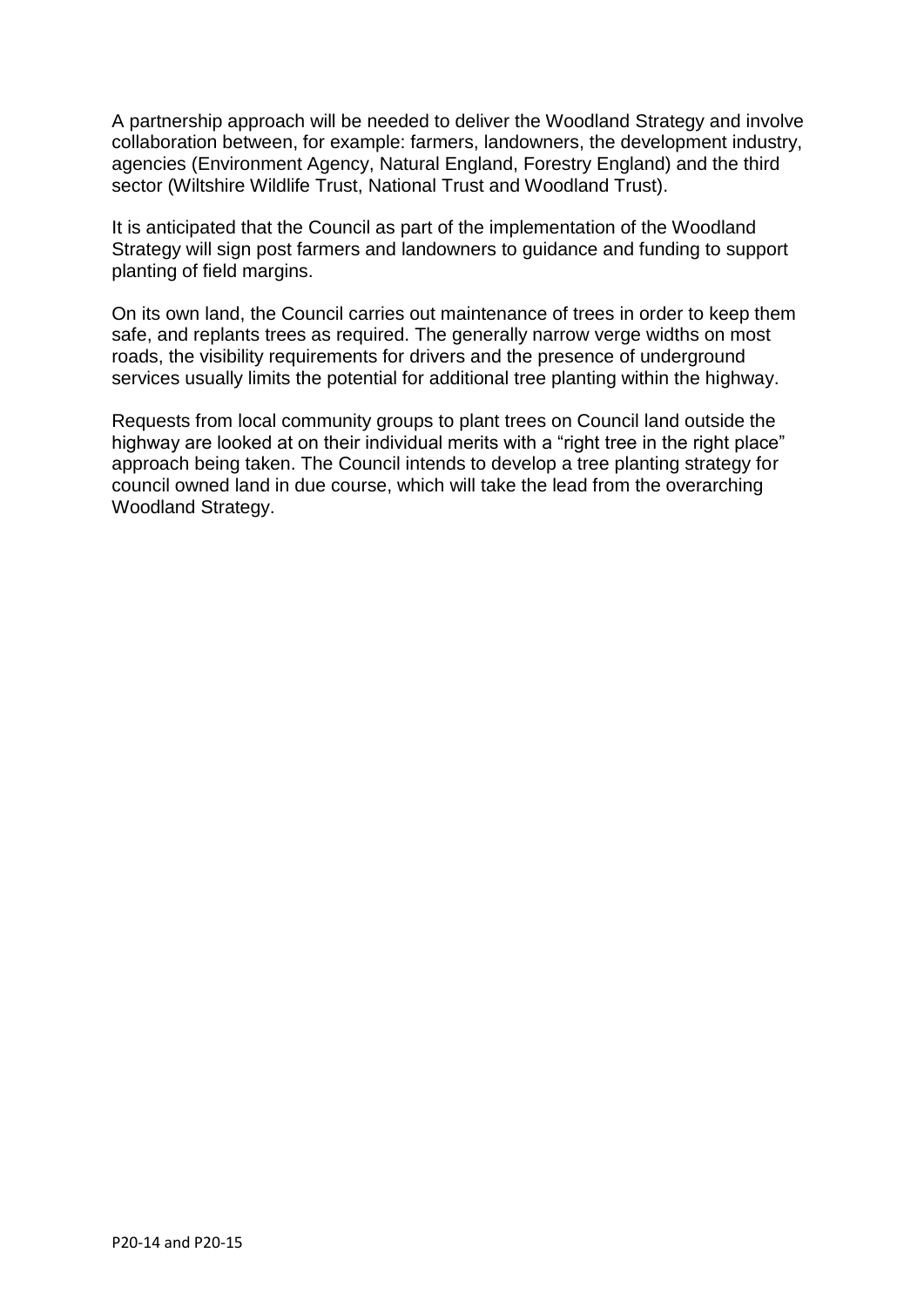A partnership approach will be needed to deliver the Woodland Strategy and involve collaboration between, for example: farmers, landowners, the development industry, agencies (Environment Agency, Natural England, Forestry England) and the third sector (Wiltshire Wildlife Trust, National Trust and Woodland Trust).

It is anticipated that the Council as part of the implementation of the Woodland Strategy will sign post farmers and landowners to guidance and funding to support planting of field margins.

On its own land, the Council carries out maintenance of trees in order to keep them safe, and replants trees as required. The generally narrow verge widths on most roads, the visibility requirements for drivers and the presence of underground services usually limits the potential for additional tree planting within the highway.

Requests from local community groups to plant trees on Council land outside the highway are looked at on their individual merits with a "right tree in the right place" approach being taken. The Council intends to develop a tree planting strategy for council owned land in due course, which will take the lead from the overarching Woodland Strategy.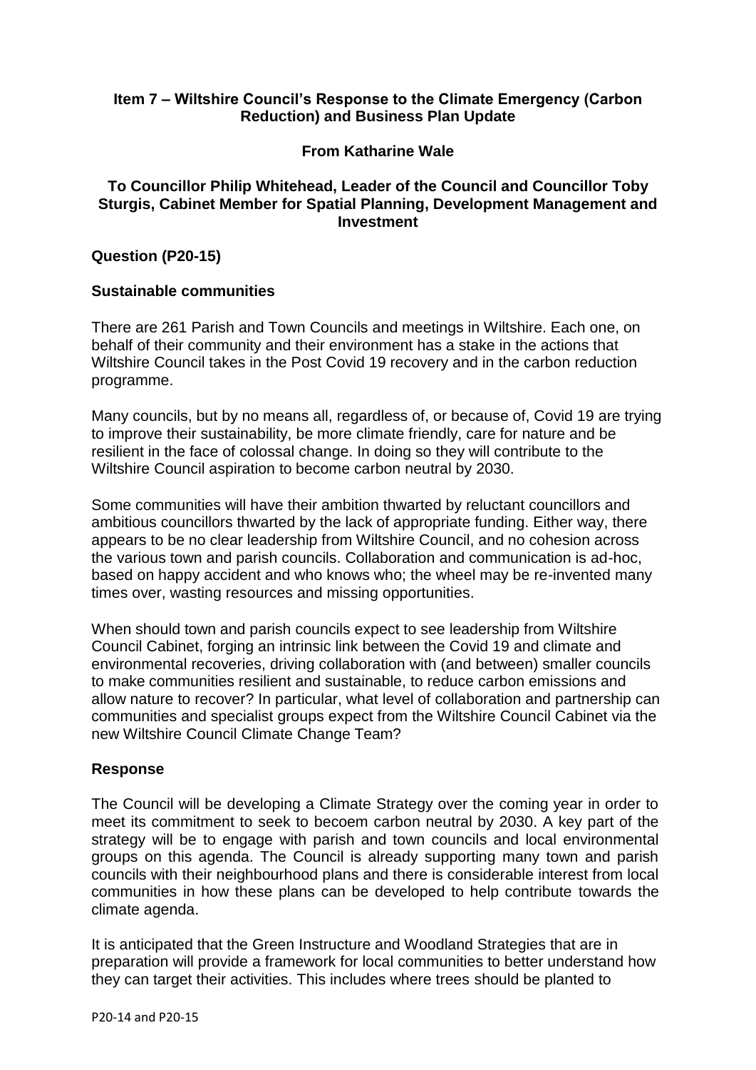**Item 7 – Wiltshire Council's Response to the Climate Emergency (Carbon Reduction) and Business Plan Update**

**From Katharine Wale**

**To Councillor Philip Whitehead, Leader of the Council and Councillor Toby Sturgis, Cabinet Member for Spatial Planning, Development Management and Investment**

**Question (P20-15)**

**Sustainable communities**

There are 261 Parish and Town Councils and meetings in Wiltshire. Each one, on behalf of their community and their environment has a stake in the actions that Wiltshire Council takes in the Post Covid 19 recovery and in the carbon reduction programme.

Many councils, but by no means all, regardless of, or because of, Covid 19 are trying to improve their sustainability, be more climate friendly, care for nature and be resilient in the face of colossal change. In doing so they will contribute to the Wiltshire Council aspiration to become carbon neutral by 2030.

Some communities will have their ambition thwarted by reluctant councillors and ambitious councillors thwarted by the lack of appropriate funding. Either way, there appears to be no clear leadership from Wiltshire Council, and no cohesion across the various town and parish councils. Collaboration and communication is ad-hoc, based on happy accident and who knows who; the wheel may be re-invented many times over, wasting resources and missing opportunities.

When should town and parish councils expect to see leadership from Wiltshire Council Cabinet, forging an intrinsic link between the Covid 19 and climate and environmental recoveries, driving collaboration with (and between) smaller councils to make communities resilient and sustainable, to reduce carbon emissions and allow nature to recover? In particular, what level of collaboration and partnership can communities and specialist groups expect from the Wiltshire Council Cabinet via the new Wiltshire Council Climate Change Team?

**Response**

The Council will be developing a Climate Strategy over the coming year in order to meet its commitment to seek to becoem carbon neutral by 2030. A key part of the strategy will be to engage with parish and town councils and local environmental groups on this agenda. The Council is already supporting many town and parish councils with their neighbourhood plans and there is considerable interest from local communities in how these plans can be developed to help contribute towards the climate agenda.

It is anticipated that the Green Instructure and Woodland Strategies that are in preparation will provide a framework for local communities to better understand how they can target their activities. This includes where trees should be planted to

P20-14 and P20-15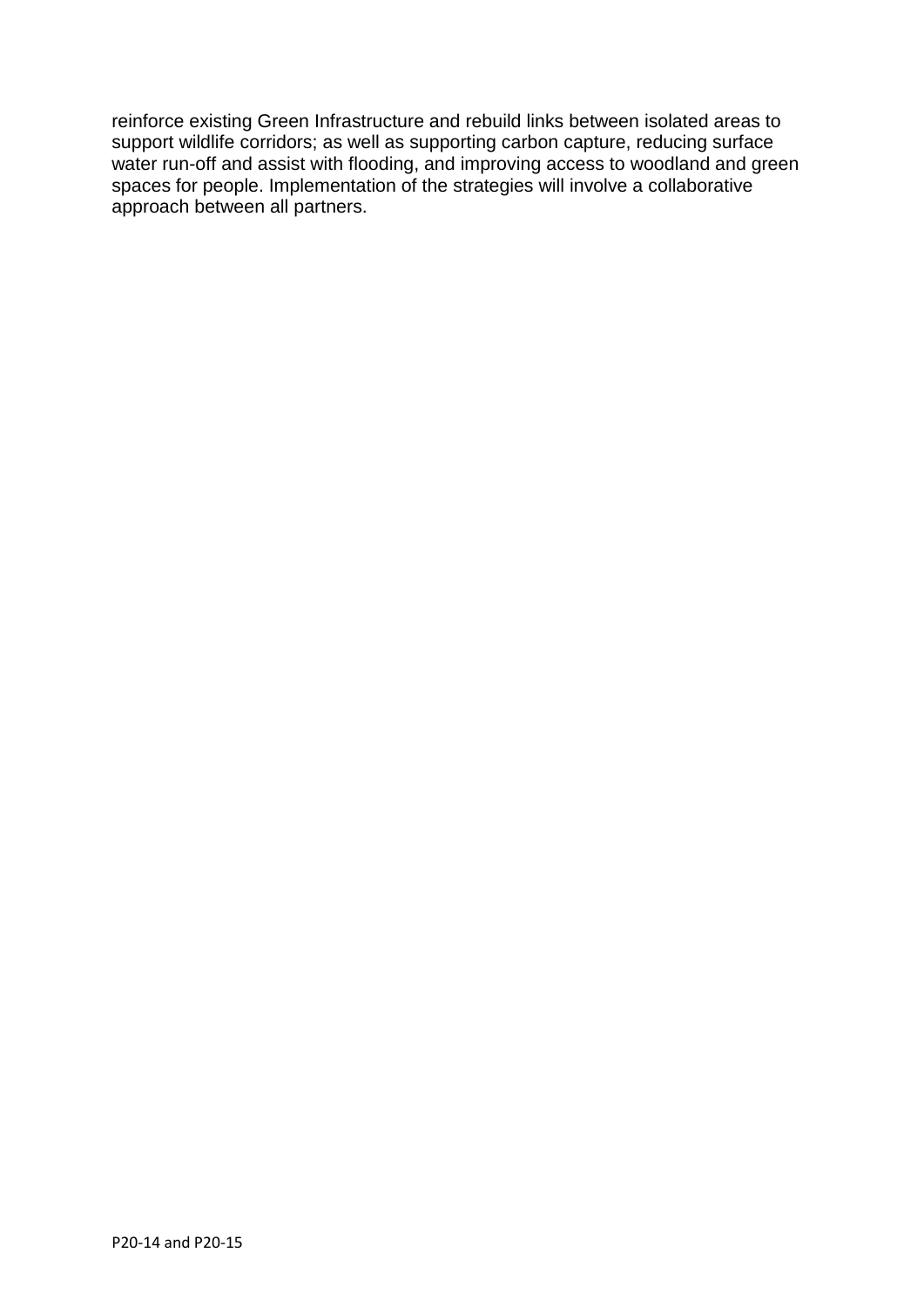reinforce existing Green Infrastructure and rebuild links between isolated areas to support wildlife corridors; as well as supporting carbon capture, reducing surface water run-off and assist with flooding, and improving access to woodland and green spaces for people. Implementation of the strategies will involve a collaborative approach between all partners.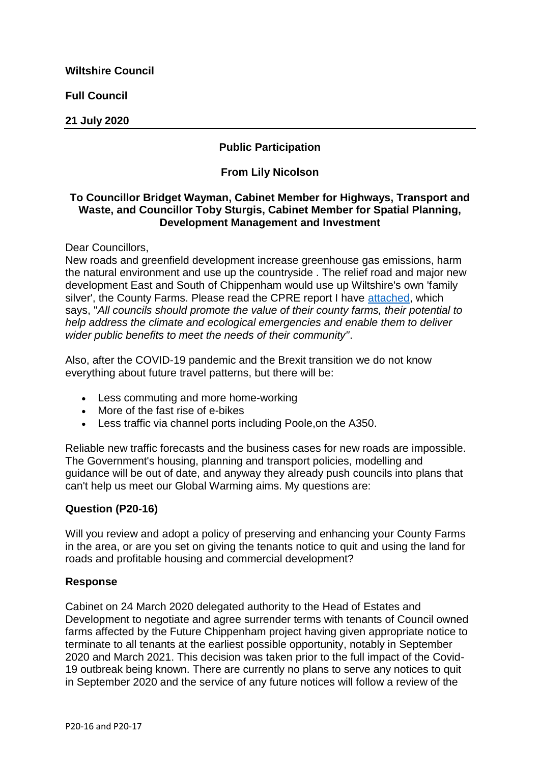**Wiltshire Council**

**Full Council**

**21 July 2020**

**Public Participation**

**From Lily Nicolson**

**To Councillor Bridget Wayman, Cabinet Member for Highways, Transport and Waste, and Councillor Toby Sturgis, Cabinet Member for Spatial Planning, Development Management and Investment**

Dear Councillors,

New roads and greenfield development increase greenhouse gas emissions, harm the natural environment and use up the countryside . The relief road and major new development East and South of Chippenham would use up Wiltshire's own 'family silver', the County Farms. Please read the CPRE report I have attached, which says, "*All councils should promote the value of their county farms, their potential to help address the climate and ecological emergencies and enable them to deliver wider public benefits to meet the needs of their community"*.

Also, after the COVID-19 pandemic and the Brexit transition we do not know everything about future travel patterns, but there will be:

- Less commuting and more home-working
- More of the fast rise of e-bikes
- Less traffic via channel ports including Poole,on the A350.

Reliable new traffic forecasts and the business cases for new roads are impossible. The Government's housing, planning and transport policies, modelling and guidance will be out of date, and anyway they already push councils into plans that can't help us meet our Global Warming aims. My questions are:

**Question (P20-16)**

Will you review and adopt a policy of preserving and enhancing your County Farms in the area, or are you set on giving the tenants notice to quit and using the land for roads and profitable housing and commercial development?

**Response**

Cabinet on 24 March 2020 delegated authority to the Head of Estates and Development to negotiate and agree surrender terms with tenants of Council owned farms affected by the Future Chippenham project having given appropriate notice to terminate to all tenants at the earliest possible opportunity, notably in September 2020 and March 2021. This decision was taken prior to the full impact of the Covid-19 outbreak being known. There are currently no plans to serve any notices to quit in September 2020 and the service of any future notices will follow a review of the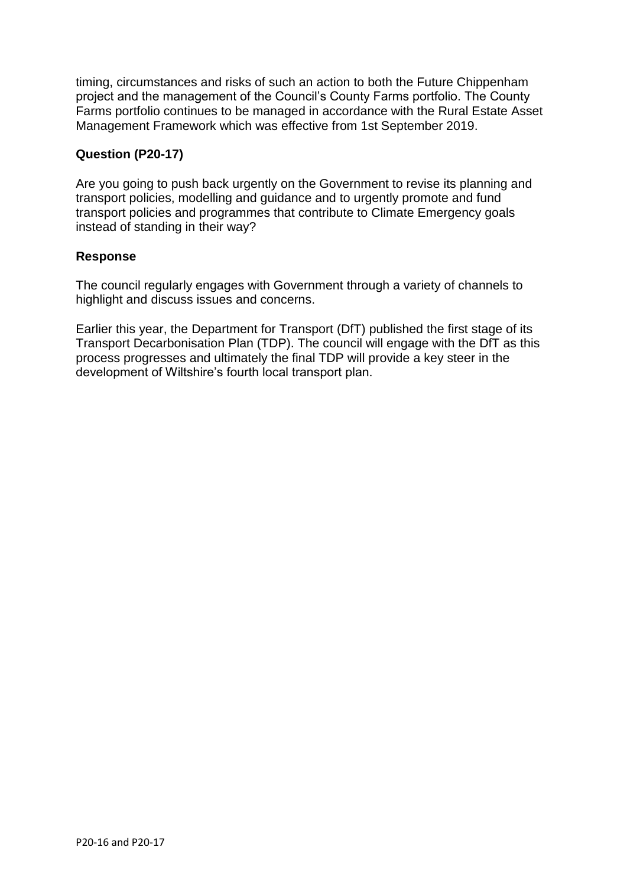timing, circumstances and risks of such an action to both the Future Chippenham project and the management of the Council's County Farms portfolio. The County Farms portfolio continues to be managed in accordance with the Rural Estate Asset Management Framework which was effective from 1st September 2019.

**Question (P20-17)**

Are you going to push back urgently on the Government to revise its planning and transport policies, modelling and guidance and to urgently promote and fund transport policies and programmes that contribute to Climate Emergency goals instead of standing in their way?

**Response**

The council regularly engages with Government through a variety of channels to highlight and discuss issues and concerns.

Earlier this year, the Department for Transport (DfT) published the first stage of its Transport Decarbonisation Plan (TDP). The council will engage with the DfT as this process progresses and ultimately the final TDP will provide a key steer in the development of Wiltshire's fourth local transport plan.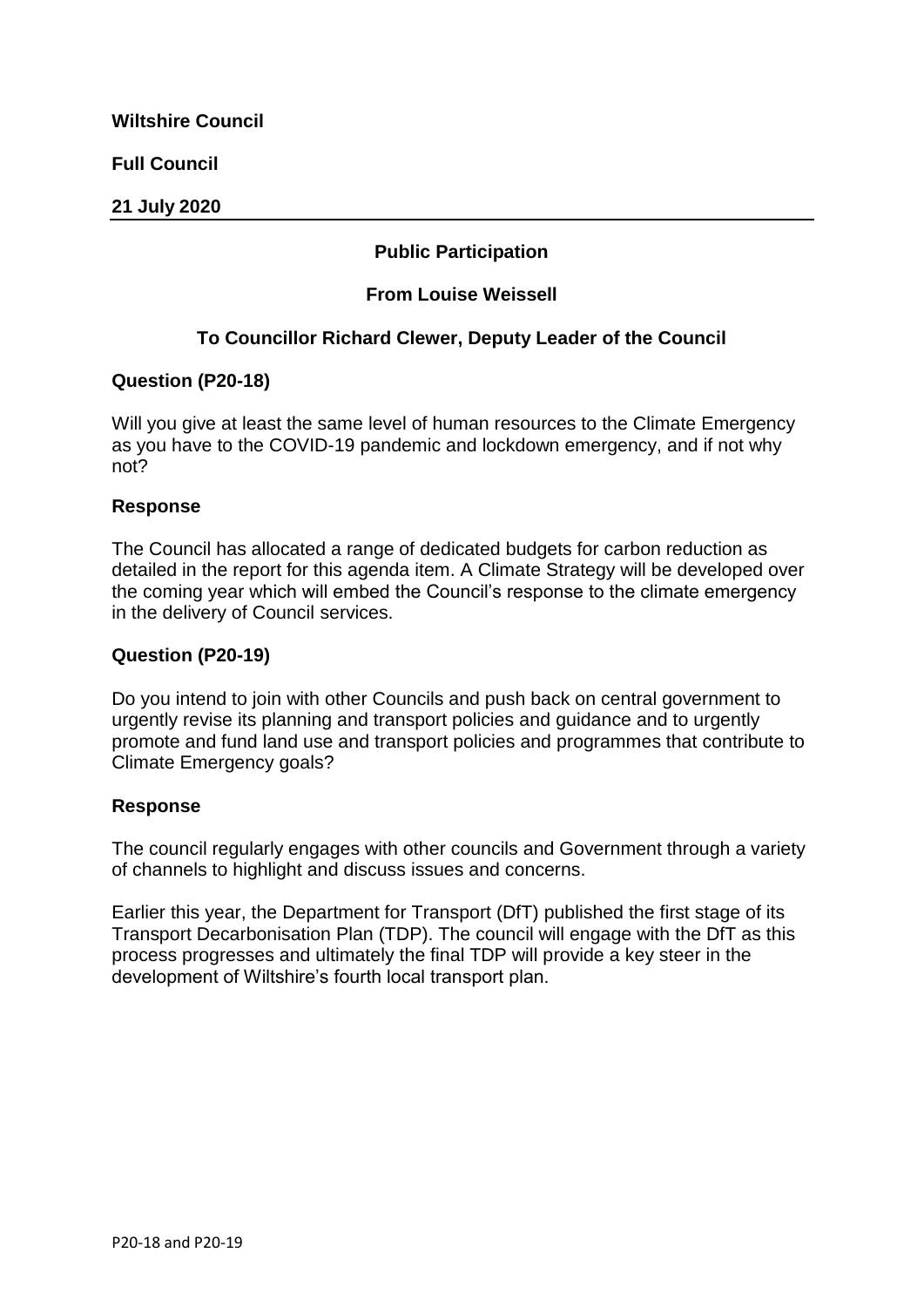**Wiltshire Council**

**Full Council**

**21 July 2020**

**Public Participation**

**From Louise Weissell**

**To Councillor Richard Clewer, Deputy Leader of the Council**

**Question (P20-18)**

Will you give at least the same level of human resources to the Climate Emergency as you have to the COVID-19 pandemic and lockdown emergency, and if not why not?

**Response**

The Council has allocated a range of dedicated budgets for carbon reduction as detailed in the report for this agenda item. A Climate Strategy will be developed over the coming year which will embed the Council's response to the climate emergency in the delivery of Council services.

**Question (P20-19)**

Do you intend to join with other Councils and push back on central government to urgently revise its planning and transport policies and guidance and to urgently promote and fund land use and transport policies and programmes that contribute to Climate Emergency goals?

**Response**

The council regularly engages with other councils and Government through a variety of channels to highlight and discuss issues and concerns.

Earlier this year, the Department for Transport (DfT) published the first stage of its Transport Decarbonisation Plan (TDP). The council will engage with the DfT as this process progresses and ultimately the final TDP will provide a key steer in the development of Wiltshire's fourth local transport plan.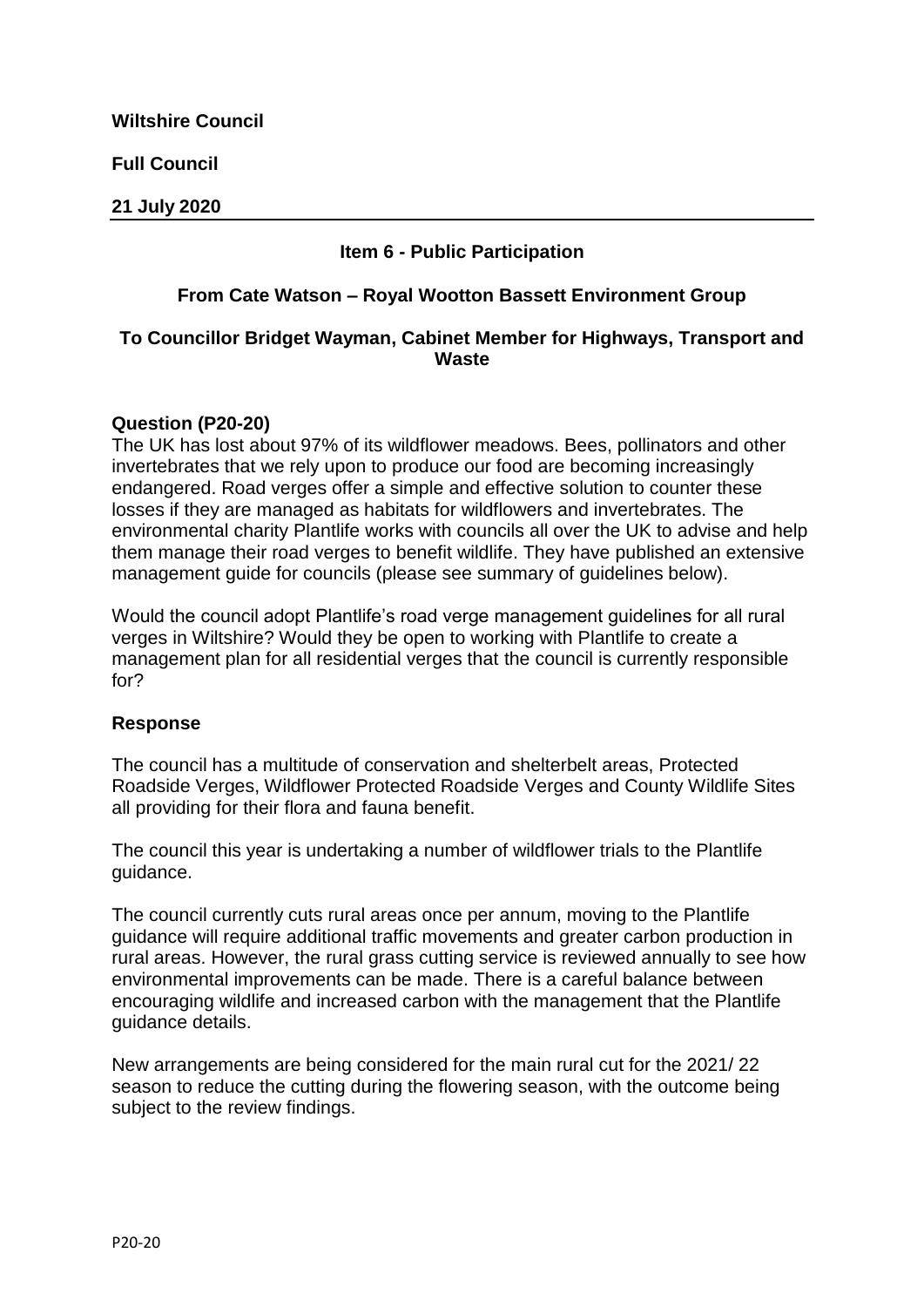**Wiltshire Council**

**Full Council**

**21 July 2020**

---

### Item 6 - Public Participation

### From Cate Watson – Royal Wootton Bassett Environment Group

### To Councillor Bridget Wayman, Cabinet Member for Highways, Transport and Waste

**Question (P20-20)**

The UK has lost about 97% of its wildflower meadows. Bees, pollinators and other invertebrates that we rely upon to produce our food are becoming increasingly endangered. Road verges offer a simple and effective solution to counter these losses if they are managed as habitats for wildflowers and invertebrates. The environmental charity Plantlife works with councils all over the UK to advise and help them manage their road verges to benefit wildlife. They have published an extensive management guide for councils (please see summary of guidelines below).

Would the council adopt Plantlife's road verge management guidelines for all rural verges in Wiltshire? Would they be open to working with Plantlife to create a management plan for all residential verges that the council is currently responsible for?

**Response**

The council has a multitude of conservation and shelterbelt areas, Protected Roadside Verges, Wildflower Protected Roadside Verges and County Wildlife Sites all providing for their flora and fauna benefit.

The council this year is undertaking a number of wildflower trials to the Plantlife guidance.

The council currently cuts rural areas once per annum, moving to the Plantlife guidance will require additional traffic movements and greater carbon production in rural areas. However, the rural grass cutting service is reviewed annually to see how environmental improvements can be made. There is a careful balance between encouraging wildlife and increased carbon with the management that the Plantlife guidance details.

New arrangements are being considered for the main rural cut for the 2021/ 22 season to reduce the cutting during the flowering season, with the outcome being subject to the review findings.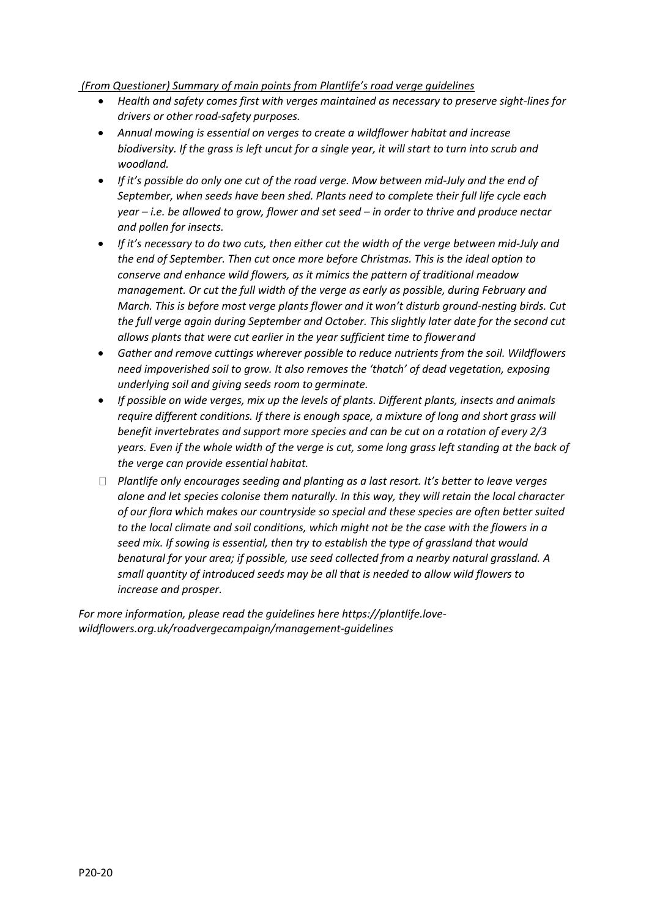*(From Questioner) Summary of main points from Plantlife's road verge guidelines*

- *Health and safety comes first with verges maintained as necessary to preserve sight-lines for drivers or other road-safety purposes.*
- *Annual mowing is essential on verges to create a wildflower habitat and increase biodiversity. If the grass is left uncut for a single year, it will start to turn into scrub and woodland.*
- *If it's possible do only one cut of the road verge. Mow between mid-July and the end of September, when seeds have been shed. Plants need to complete their full life cycle each year – i.e. be allowed to grow, flower and set seed – in order to thrive and produce nectar and pollen for insects.*
- *If it's necessary to do two cuts, then either cut the width of the verge between mid-July and the end of September. Then cut once more before Christmas. This is the ideal option to conserve and enhance wild flowers, as it mimics the pattern of traditional meadow management. Or cut the full width of the verge as early as possible, during February and March. This is before most verge plants flower and it won't disturb ground-nesting birds. Cut the full verge again during September and October. This slightly later date for the second cut allows plants that were cut earlier in the year sufficient time to flowerand*
- *Gather and remove cuttings wherever possible to reduce nutrients from the soil. Wildflowers need impoverished soil to grow. It also removes the 'thatch' of dead vegetation, exposing underlying soil and giving seeds room to germinate.*
- *If possible on wide verges, mix up the levels of plants. Different plants, insects and animals require different conditions. If there is enough space, a mixture of long and short grass will benefit invertebrates and support more species and can be cut on a rotation of every 2/3 years. Even if the whole width of the verge is cut, some long grass left standing at the back of the verge can provide essential habitat.*
- *Plantlife only encourages seeding and planting as a last resort. It's better to leave verges alone and let species colonise them naturally. In this way, they will retain the local character of our flora which makes our countryside so special and these species are often better suited to the local climate and soil conditions, which might not be the case with the flowers in a seed mix. If sowing is essential, then try to establish the type of grassland that would benatural for your area; if possible, use seed collected from a nearby natural grassland. A small quantity of introduced seeds may be all that is needed to allow wild flowers to increase and prosper.*

*For more information, please read the guidelines here https://plantlife.love-wildflowers.org.uk/roadvergecampaign/management-guidelines*

P20-20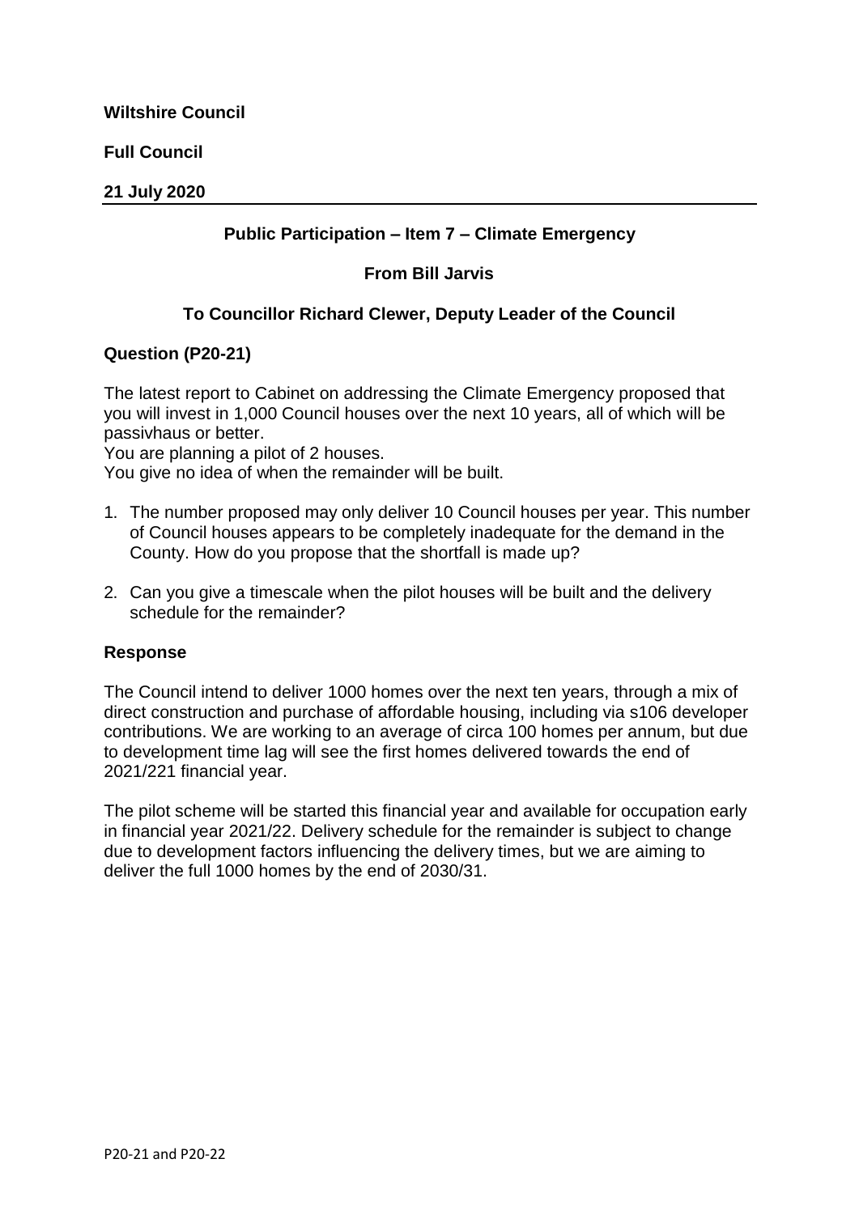**Wiltshire Council**

**Full Council**

**21 July 2020**

---

**Public Participation – Item 7 – Climate Emergency**

**From Bill Jarvis**

**To Councillor Richard Clewer, Deputy Leader of the Council**

**Question (P20-21)**

The latest report to Cabinet on addressing the Climate Emergency proposed that you will invest in 1,000 Council houses over the next 10 years, all of which will be passivhaus or better.
You are planning a pilot of 2 houses.
You give no idea of when the remainder will be built.

1. The number proposed may only deliver 10 Council houses per year. This number of Council houses appears to be completely inadequate for the demand in the County. How do you propose that the shortfall is made up?
2. Can you give a timescale when the pilot houses will be built and the delivery schedule for the remainder?

**Response**

The Council intend to deliver 1000 homes over the next ten years, through a mix of direct construction and purchase of affordable housing, including via s106 developer contributions. We are working to an average of circa 100 homes per annum, but due to development time lag will see the first homes delivered towards the end of 2021/221 financial year.

The pilot scheme will be started this financial year and available for occupation early in financial year 2021/22. Delivery schedule for the remainder is subject to change due to development factors influencing the delivery times, but we are aiming to deliver the full 1000 homes by the end of 2030/31.

P20-21 and P20-22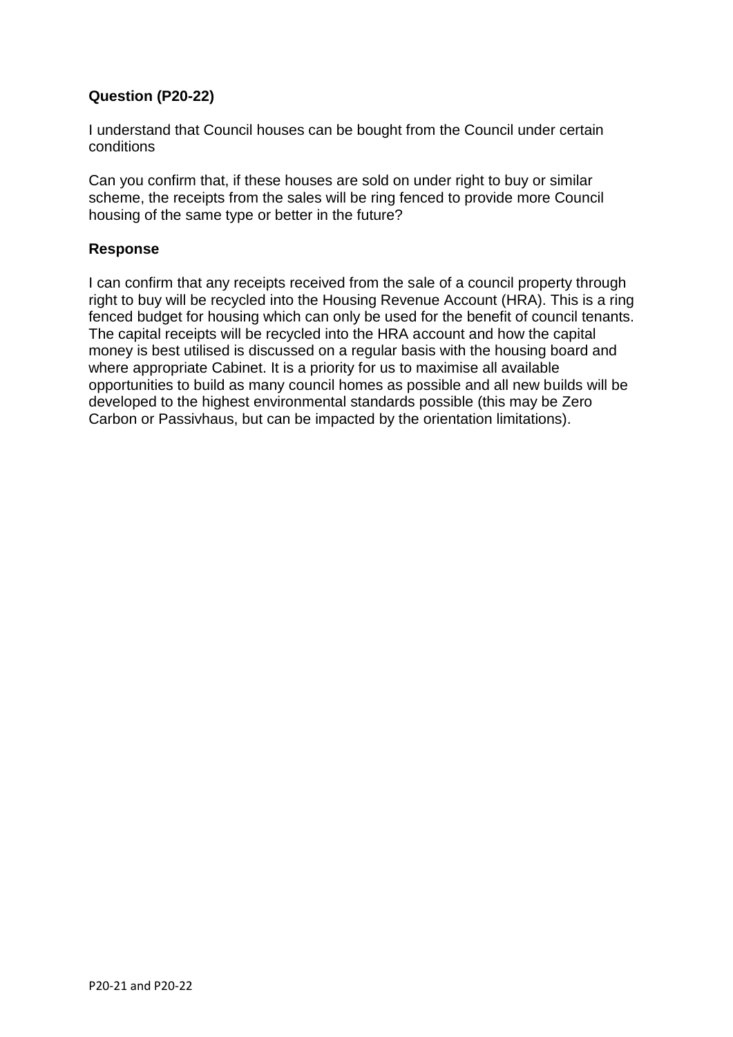**Question (P20-22)**

I understand that Council houses can be bought from the Council under certain conditions

Can you confirm that, if these houses are sold on under right to buy or similar scheme, the receipts from the sales will be ring fenced to provide more Council housing of the same type or better in the future?

**Response**

I can confirm that any receipts received from the sale of a council property through right to buy will be recycled into the Housing Revenue Account (HRA). This is a ring fenced budget for housing which can only be used for the benefit of council tenants. The capital receipts will be recycled into the HRA account and how the capital money is best utilised is discussed on a regular basis with the housing board and where appropriate Cabinet. It is a priority for us to maximise all available opportunities to build as many council homes as possible and all new builds will be developed to the highest environmental standards possible (this may be Zero Carbon or Passivhaus, but can be impacted by the orientation limitations).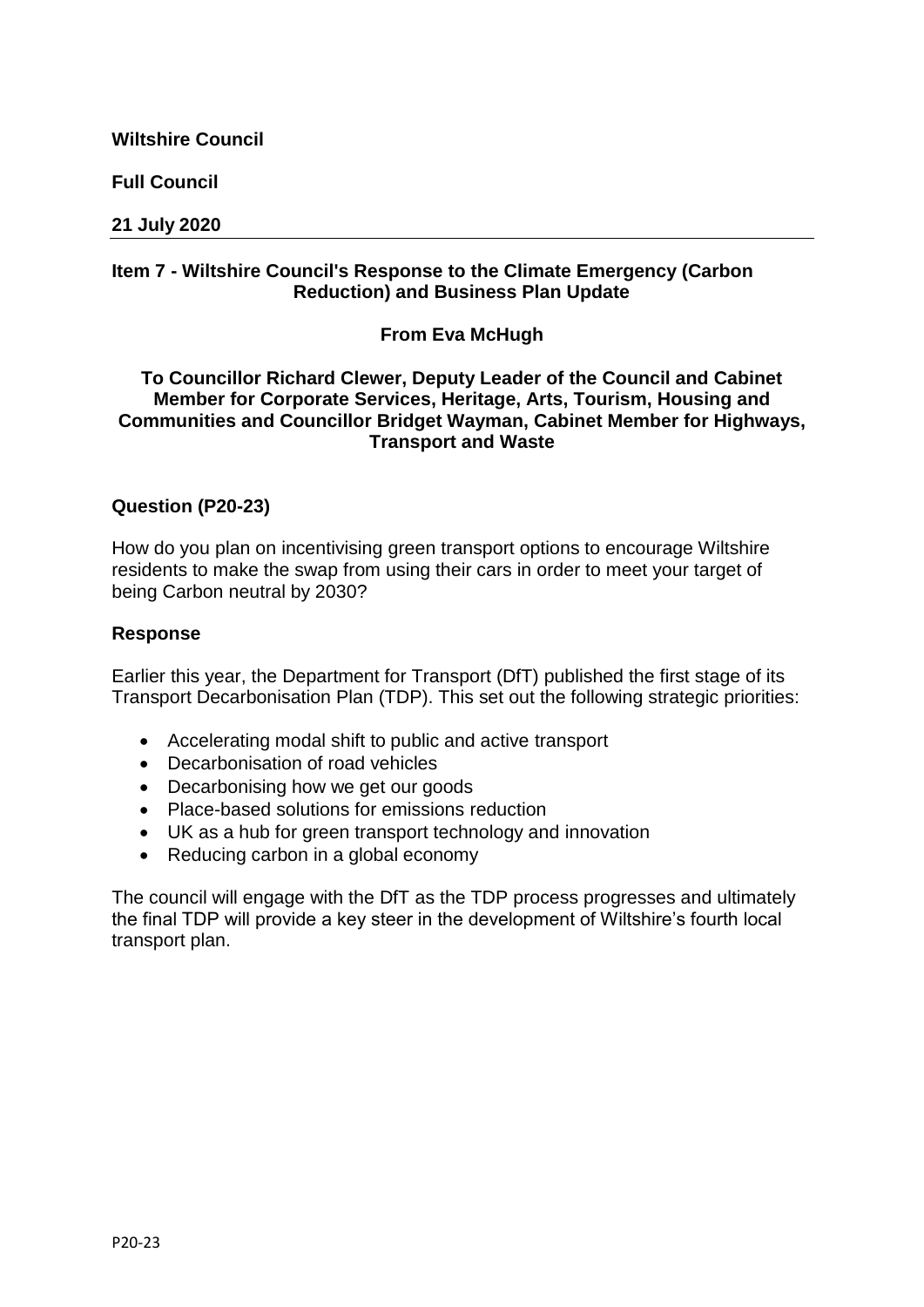**Wiltshire Council**

**Full Council**

**21 July 2020**

---

**Item 7 - Wiltshire Council's Response to the Climate Emergency (Carbon Reduction) and Business Plan Update**

**From Eva McHugh**

**To Councillor Richard Clewer, Deputy Leader of the Council and Cabinet Member for Corporate Services, Heritage, Arts, Tourism, Housing and Communities and Councillor Bridget Wayman, Cabinet Member for Highways, Transport and Waste**

## Question (P20-23)

How do you plan on incentivising green transport options to encourage Wiltshire residents to make the swap from using their cars in order to meet your target of being Carbon neutral by 2030?

## Response

Earlier this year, the Department for Transport (DfT) published the first stage of its Transport Decarbonisation Plan (TDP). This set out the following strategic priorities:

- Accelerating modal shift to public and active transport
- Decarbonisation of road vehicles
- Decarbonising how we get our goods
- Place-based solutions for emissions reduction
- UK as a hub for green transport technology and innovation
- Reducing carbon in a global economy

The council will engage with the DfT as the TDP process progresses and ultimately the final TDP will provide a key steer in the development of Wiltshire's fourth local transport plan.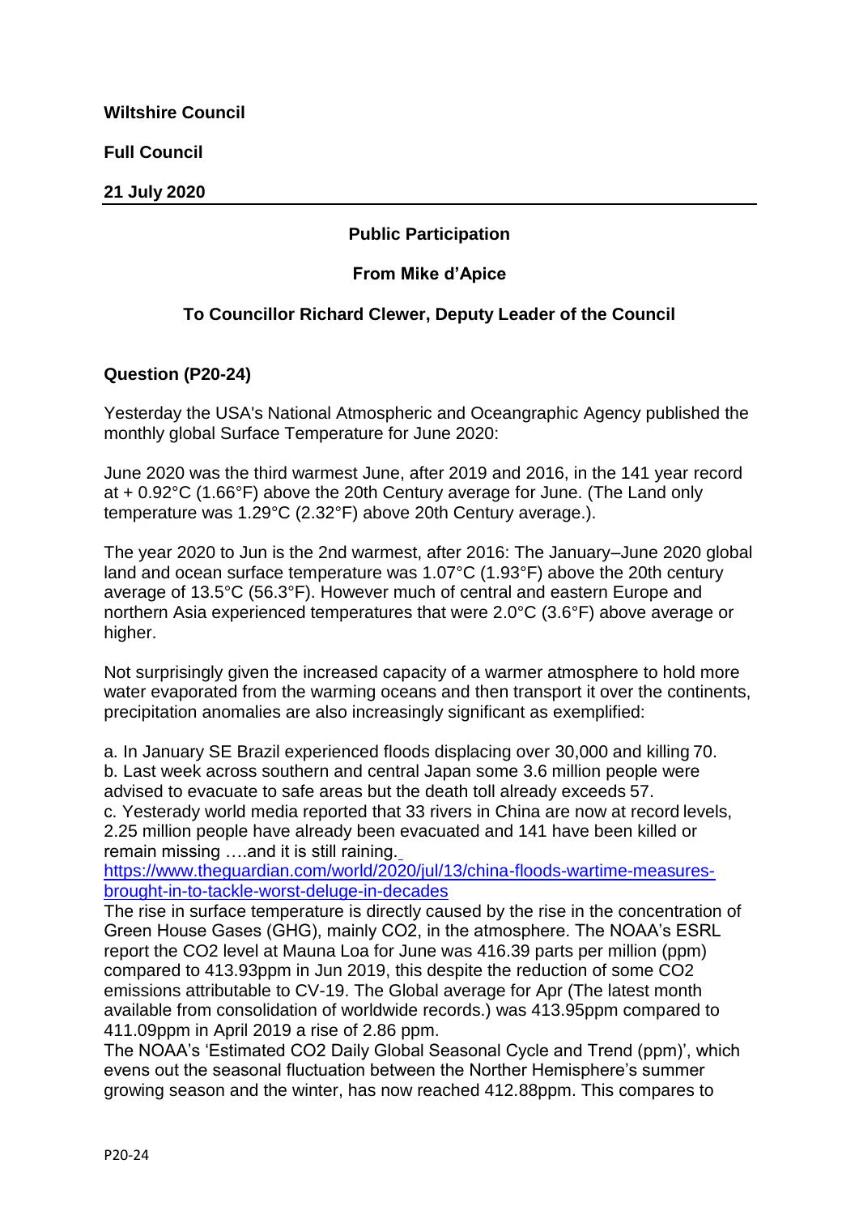**Wiltshire Council**

**Full Council**

**21 July 2020**

**Public Participation**

**From Mike d'Apice**

**To Councillor Richard Clewer, Deputy Leader of the Council**

**Question (P20-24)**

Yesterday the USA's National Atmospheric and Oceangraphic Agency published the monthly global Surface Temperature for June 2020:

June 2020 was the third warmest June, after 2019 and 2016, in the 141 year record at + 0.92°C (1.66°F) above the 20th Century average for June. (The Land only temperature was 1.29°C (2.32°F) above 20th Century average.).

The year 2020 to Jun is the 2nd warmest, after 2016: The January–June 2020 global land and ocean surface temperature was 1.07°C (1.93°F) above the 20th century average of 13.5°C (56.3°F). However much of central and eastern Europe and northern Asia experienced temperatures that were 2.0°C (3.6°F) above average or higher.

Not surprisingly given the increased capacity of a warmer atmosphere to hold more water evaporated from the warming oceans and then transport it over the continents, precipitation anomalies are also increasingly significant as exemplified:

a. In January SE Brazil experienced floods displacing over 30,000 and killing 70.
b. Last week across southern and central Japan some 3.6 million people were advised to evacuate to safe areas but the death toll already exceeds 57.
c. Yesterady world media reported that 33 rivers in China are now at record levels, 2.25 million people have already been evacuated and 141 have been killed or remain missing ….and it is still raining. https://www.theguardian.com/world/2020/jul/13/china-floods-wartime-measures-brought-in-to-tackle-worst-deluge-in-decades

The rise in surface temperature is directly caused by the rise in the concentration of Green House Gases (GHG), mainly $CO_2$, in the atmosphere. The NOAA's ESRL report the $CO_2$ level at Mauna Loa for June was 416.39 parts per million (ppm) compared to 413.93ppm in Jun 2019, this despite the reduction of some $CO_2$ emissions attributable to CV-19. The Global average for Apr (The latest month available from consolidation of worldwide records.) was 413.95ppm compared to 411.09ppm in April 2019 a rise of 2.86 ppm.

The NOAA's 'Estimated $CO_2$ Daily Global Seasonal Cycle and Trend (ppm)', which evens out the seasonal fluctuation between the Norther Hemisphere's summer growing season and the winter, has now reached 412.88ppm. This compares to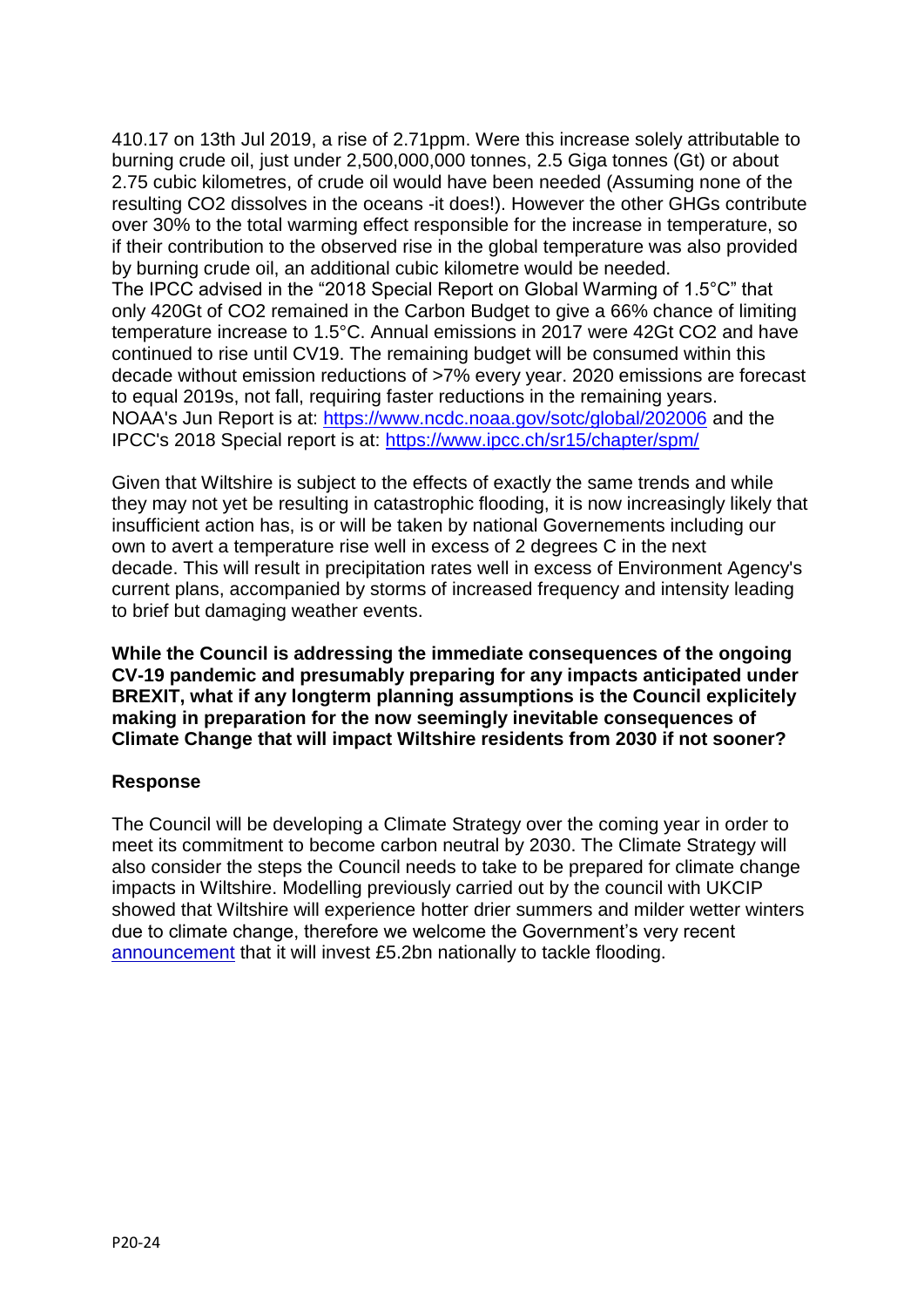410.17 on 13th Jul 2019, a rise of 2.71ppm. Were this increase solely attributable to burning crude oil, just under 2,500,000,000 tonnes, 2.5 Giga tonnes (Gt) or about 2.75 cubic kilometres, of crude oil would have been needed (Assuming none of the resulting $CO_2$ dissolves in the oceans -it does!). However the other GHGs contribute over 30% to the total warming effect responsible for the increase in temperature, so if their contribution to the observed rise in the global temperature was also provided by burning crude oil, an additional cubic kilometre would be needed.
The IPCC advised in the "2018 Special Report on Global Warming of 1.5°C" that only 420Gt of $CO_2$ remained in the Carbon Budget to give a 66% chance of limiting temperature increase to 1.5°C. Annual emissions in 2017 were 42Gt $CO_2$ and have continued to rise until CV19. The remaining budget will be consumed within this decade without emission reductions of >7% every year. 2020 emissions are forecast to equal 2019s, not fall, requiring faster reductions in the remaining years.
NOAA's Jun Report is at: https://www.ncdc.noaa.gov/sotc/global/202006 and the IPCC's 2018 Special report is at: https://www.ipcc.ch/sr15/chapter/spm/

Given that Wiltshire is subject to the effects of exactly the same trends and while they may not yet be resulting in catastrophic flooding, it is now increasingly likely that insufficient action has, is or will be taken by national Governements including our own to avert a temperature rise well in excess of 2 degrees C in the next decade. This will result in precipitation rates well in excess of Environment Agency's current plans, accompanied by storms of increased frequency and intensity leading to brief but damaging weather events.

**While the Council is addressing the immediate consequences of the ongoing CV-19 pandemic and presumably preparing for any impacts anticipated under BREXIT, what if any longterm planning assumptions is the Council explicitely making in preparation for the now seemingly inevitable consequences of Climate Change that will impact Wiltshire residents from 2030 if not sooner?**

**Response**

The Council will be developing a Climate Strategy over the coming year in order to meet its commitment to become carbon neutral by 2030. The Climate Strategy will also consider the steps the Council needs to take to be prepared for climate change impacts in Wiltshire. Modelling previously carried out by the council with UKCIP showed that Wiltshire will experience hotter drier summers and milder wetter winters due to climate change, therefore we welcome the Government's very recent announcement that it will invest £5.2bn nationally to tackle flooding.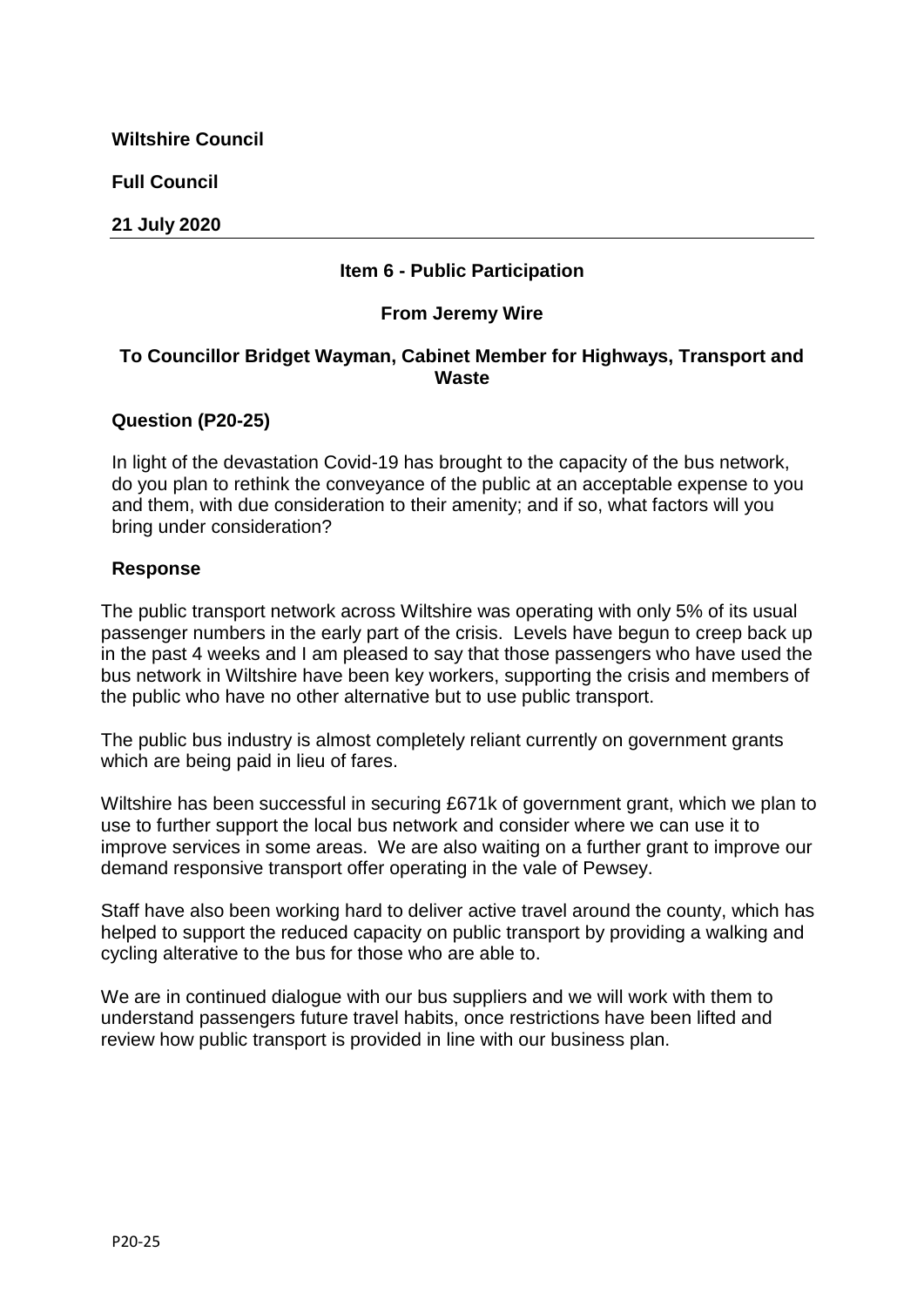**Wiltshire Council**

**Full Council**

**21 July 2020**

---

**Item 6 - Public Participation**

**From Jeremy Wire**

**To Councillor Bridget Wayman, Cabinet Member for Highways, Transport and Waste**

**Question (P20-25)**

In light of the devastation Covid-19 has brought to the capacity of the bus network, do you plan to rethink the conveyance of the public at an acceptable expense to you and them, with due consideration to their amenity; and if so, what factors will you bring under consideration?

**Response**

The public transport network across Wiltshire was operating with only 5% of its usual passenger numbers in the early part of the crisis. Levels have begun to creep back up in the past 4 weeks and I am pleased to say that those passengers who have used the bus network in Wiltshire have been key workers, supporting the crisis and members of the public who have no other alternative but to use public transport.

The public bus industry is almost completely reliant currently on government grants which are being paid in lieu of fares.

Wiltshire has been successful in securing £671k of government grant, which we plan to use to further support the local bus network and consider where we can use it to improve services in some areas. We are also waiting on a further grant to improve our demand responsive transport offer operating in the vale of Pewsey.

Staff have also been working hard to deliver active travel around the county, which has helped to support the reduced capacity on public transport by providing a walking and cycling alterative to the bus for those who are able to.

We are in continued dialogue with our bus suppliers and we will work with them to understand passengers future travel habits, once restrictions have been lifted and review how public transport is provided in line with our business plan.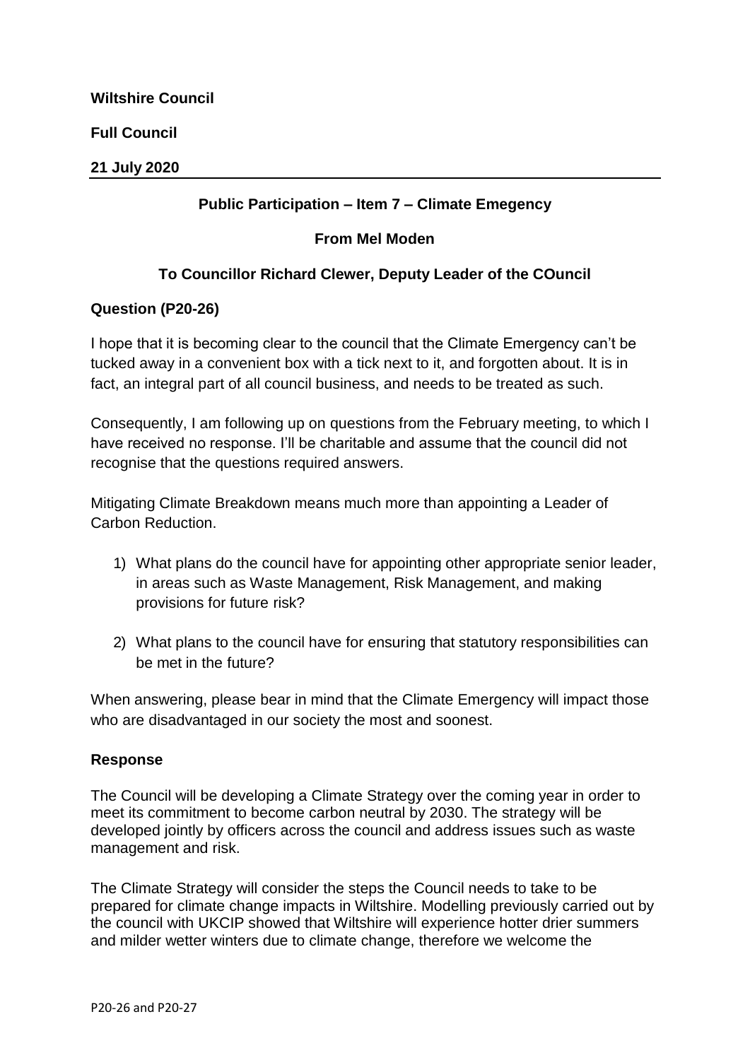**Wiltshire Council**

**Full Council**

**21 July 2020**

**Public Participation – Item 7 – Climate Emegency**

**From Mel Moden**

**To Councillor Richard Clewer, Deputy Leader of the COuncil**

**Question (P20-26)**

I hope that it is becoming clear to the council that the Climate Emergency can't be tucked away in a convenient box with a tick next to it, and forgotten about. It is in fact, an integral part of all council business, and needs to be treated as such.

Consequently, I am following up on questions from the February meeting, to which I have received no response. I'll be charitable and assume that the council did not recognise that the questions required answers.

Mitigating Climate Breakdown means much more than appointing a Leader of Carbon Reduction.

1) What plans do the council have for appointing other appropriate senior leader, in areas such as Waste Management, Risk Management, and making provisions for future risk?

2) What plans to the council have for ensuring that statutory responsibilities can be met in the future?

When answering, please bear in mind that the Climate Emergency will impact those who are disadvantaged in our society the most and soonest.

**Response**

The Council will be developing a Climate Strategy over the coming year in order to meet its commitment to become carbon neutral by 2030. The strategy will be developed jointly by officers across the council and address issues such as waste management and risk.

The Climate Strategy will consider the steps the Council needs to take to be prepared for climate change impacts in Wiltshire. Modelling previously carried out by the council with UKCIP showed that Wiltshire will experience hotter drier summers and milder wetter winters due to climate change, therefore we welcome the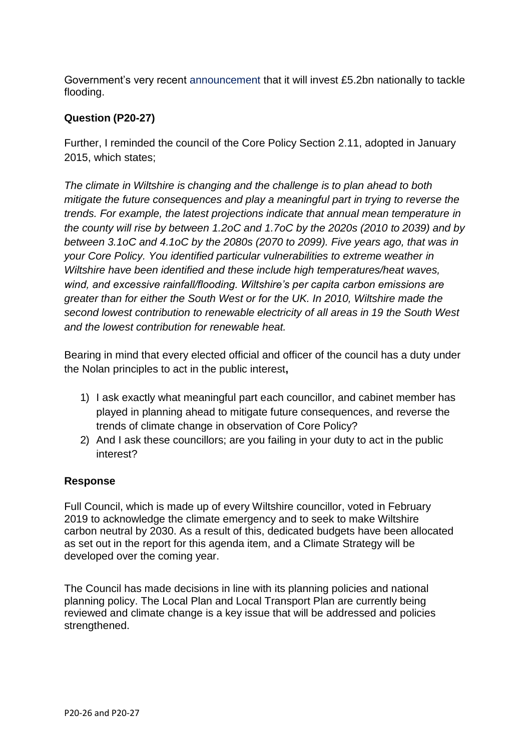Government's very recent announcement that it will invest £5.2bn nationally to tackle flooding.

**Question (P20-27)**

Further, I reminded the council of the Core Policy Section 2.11, adopted in January 2015, which states;

*The climate in Wiltshire is changing and the challenge is to plan ahead to both mitigate the future consequences and play a meaningful part in trying to reverse the trends. For example, the latest projections indicate that annual mean temperature in the county will rise by between 1.2oC and 1.7oC by the 2020s (2010 to 2039) and by between 3.1oC and 4.1oC by the 2080s (2070 to 2099). Five years ago, that was in your Core Policy. You identified particular vulnerabilities to extreme weather in Wiltshire have been identified and these include high temperatures/heat waves, wind, and excessive rainfall/flooding. Wiltshire's per capita carbon emissions are greater than for either the South West or for the UK. In 2010, Wiltshire made the second lowest contribution to renewable electricity of all areas in 19 the South West and the lowest contribution for renewable heat.*

Bearing in mind that every elected official and officer of the council has a duty under the Nolan principles to act in the public interest**,**

1) I ask exactly what meaningful part each councillor, and cabinet member has played in planning ahead to mitigate future consequences, and reverse the trends of climate change in observation of Core Policy?
2) And I ask these councillors; are you failing in your duty to act in the public interest?

**Response**

Full Council, which is made up of every Wiltshire councillor, voted in February 2019 to acknowledge the climate emergency and to seek to make Wiltshire carbon neutral by 2030. As a result of this, dedicated budgets have been allocated as set out in the report for this agenda item, and a Climate Strategy will be developed over the coming year.

The Council has made decisions in line with its planning policies and national planning policy. The Local Plan and Local Transport Plan are currently being reviewed and climate change is a key issue that will be addressed and policies strengthened.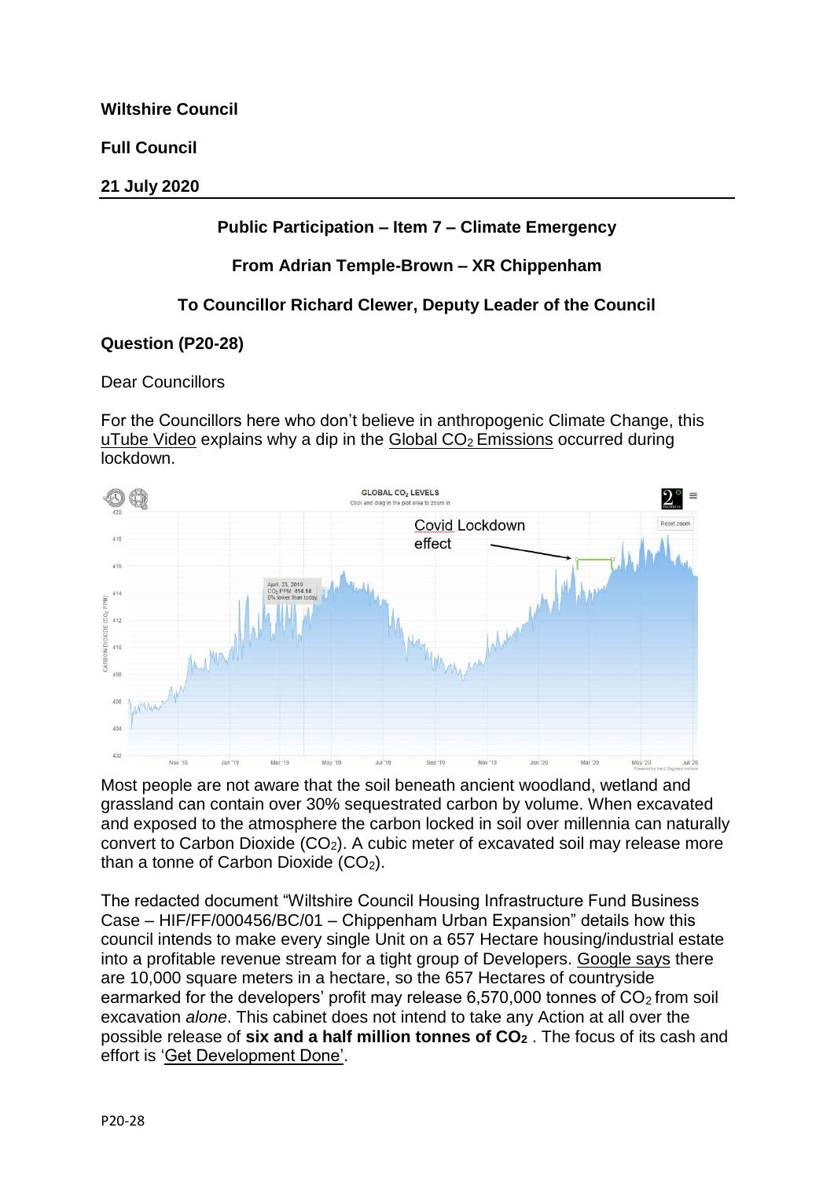**Wiltshire Council**

**Full Council**

**21 July 2020**

---

**Public Participation – Item 7 – Climate Emergency**

**From Adrian Temple-Brown – XR Chippenham**

**To Councillor Richard Clewer, Deputy Leader of the Council**

**Question (P20-28)**

Dear Councillors

For the Councillors here who don't believe in anthropogenic Climate Change, this uTube Video explains why a dip in the Global $CO_2$ Emissions occurred during lockdown.

Most people are not aware that the soil beneath ancient woodland, wetland and grassland can contain over 30% sequestrated carbon by volume. When excavated and exposed to the atmosphere the carbon locked in soil over millennia can naturally convert to Carbon Dioxide ($CO_2$). A cubic meter of excavated soil may release more than a tonne of Carbon Dioxide ($CO_2$).

The redacted document "Wiltshire Council Housing Infrastructure Fund Business Case – HIF/FF/000456/BC/01 – Chippenham Urban Expansion" details how this council intends to make every single Unit on a 657 Hectare housing/industrial estate into a profitable revenue stream for a tight group of Developers. Google says there are 10,000 square meters in a hectare, so the 657 Hectares of countryside earmarked for the developers' profit may release 6,570,000 tonnes of $CO_2$ from soil excavation *alone*. This cabinet does not intend to take any Action at all over the possible release of **six and a half million tonnes of $CO_2$**. The focus of its cash and effort is 'Get Development Done'.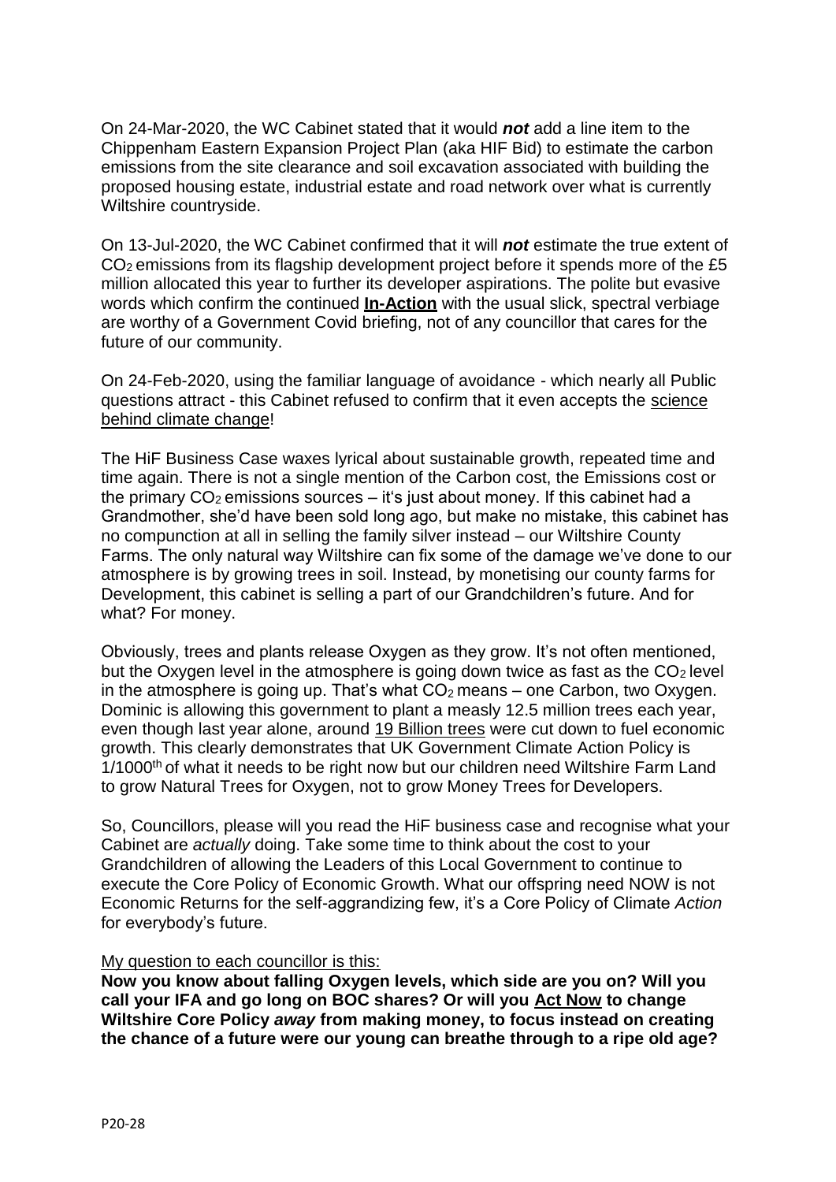On 24-Mar-2020, the WC Cabinet stated that it would ***not*** add a line item to the Chippenham Eastern Expansion Project Plan (aka HIF Bid) to estimate the carbon emissions from the site clearance and soil excavation associated with building the proposed housing estate, industrial estate and road network over what is currently Wiltshire countryside.

On 13-Jul-2020, the WC Cabinet confirmed that it will ***not*** estimate the true extent of $CO_2$ emissions from its flagship development project before it spends more of the £5 million allocated this year to further its developer aspirations. The polite but evasive words which confirm the continued **In-Action** with the usual slick, spectral verbiage are worthy of a Government Covid briefing, not of any councillor that cares for the future of our community.

On 24-Feb-2020, using the familiar language of avoidance - which nearly all Public questions attract - this Cabinet refused to confirm that it even accepts the science behind climate change!

The HiF Business Case waxes lyrical about sustainable growth, repeated time and time again. There is not a single mention of the Carbon cost, the Emissions cost or the primary $CO_2$ emissions sources – it's just about money. If this cabinet had a Grandmother, she'd have been sold long ago, but make no mistake, this cabinet has no compunction at all in selling the family silver instead – our Wiltshire County Farms. The only natural way Wiltshire can fix some of the damage we've done to our atmosphere is by growing trees in soil. Instead, by monetising our county farms for Development, this cabinet is selling a part of our Grandchildren's future. And for what? For money.

Obviously, trees and plants release Oxygen as they grow. It's not often mentioned, but the Oxygen level in the atmosphere is going down twice as fast as the $CO_2$ level in the atmosphere is going up. That's what $CO_2$ means – one Carbon, two Oxygen. Dominic is allowing this government to plant a measly 12.5 million trees each year, even though last year alone, around 19 Billion trees were cut down to fuel economic growth. This clearly demonstrates that UK Government Climate Action Policy is 1/1000th of what it needs to be right now but our children need Wiltshire Farm Land to grow Natural Trees for Oxygen, not to grow Money Trees for Developers.

So, Councillors, please will you read the HiF business case and recognise what your Cabinet are *actually* doing. Take some time to think about the cost to your Grandchildren of allowing the Leaders of this Local Government to continue to execute the Core Policy of Economic Growth. What our offspring need NOW is not Economic Returns for the self-aggrandizing few, it's a Core Policy of Climate *Action* for everybody's future.

My question to each councillor is this:

**Now you know about falling Oxygen levels, which side are you on? Will you call your IFA and go long on BOC shares? Or will you Act Now to change Wiltshire Core Policy *away* from making money, to focus instead on creating the chance of a future were our young can breathe through to a ripe old age?**

P20-28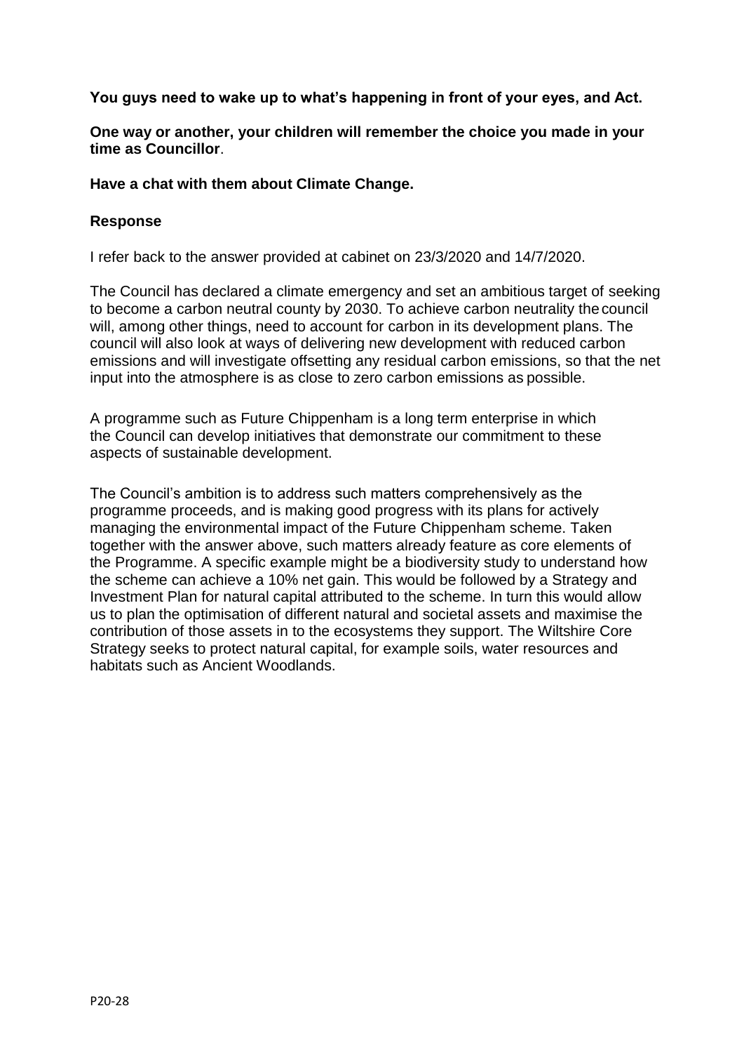**You guys need to wake up to what's happening in front of your eyes, and Act.**

**One way or another, your children will remember the choice you made in your time as Councillor**.

**Have a chat with them about Climate Change.**

**Response**

I refer back to the answer provided at cabinet on 23/3/2020 and 14/7/2020.

The Council has declared a climate emergency and set an ambitious target of seeking to become a carbon neutral county by 2030. To achieve carbon neutrality the council will, among other things, need to account for carbon in its development plans. The council will also look at ways of delivering new development with reduced carbon emissions and will investigate offsetting any residual carbon emissions, so that the net input into the atmosphere is as close to zero carbon emissions as possible.

A programme such as Future Chippenham is a long term enterprise in which the Council can develop initiatives that demonstrate our commitment to these aspects of sustainable development.

The Council's ambition is to address such matters comprehensively as the programme proceeds, and is making good progress with its plans for actively managing the environmental impact of the Future Chippenham scheme. Taken together with the answer above, such matters already feature as core elements of the Programme. A specific example might be a biodiversity study to understand how the scheme can achieve a 10% net gain. This would be followed by a Strategy and Investment Plan for natural capital attributed to the scheme. In turn this would allow us to plan the optimisation of different natural and societal assets and maximise the contribution of those assets in to the ecosystems they support. The Wiltshire Core Strategy seeks to protect natural capital, for example soils, water resources and habitats such as Ancient Woodlands.

P20-28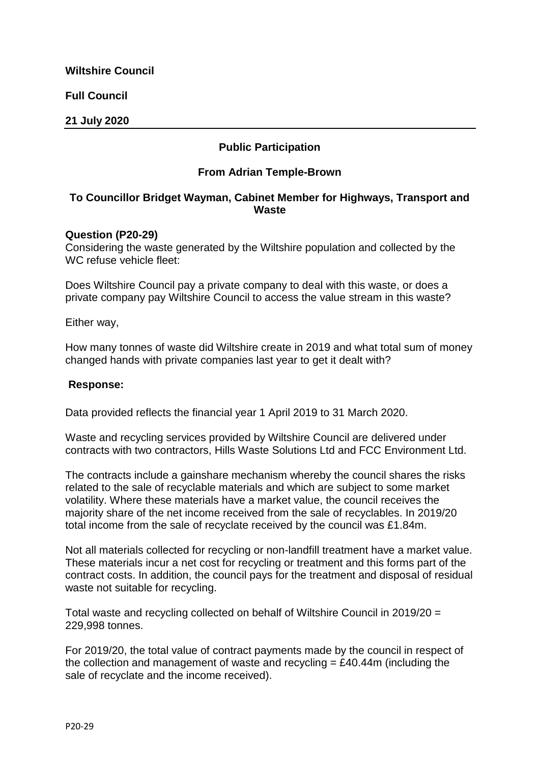**Wiltshire Council**

**Full Council**

**21 July 2020**

---

**Public Participation**

**From Adrian Temple-Brown**

**To Councillor Bridget Wayman, Cabinet Member for Highways, Transport and Waste**

**Question (P20-29)**

Considering the waste generated by the Wiltshire population and collected by the WC refuse vehicle fleet:

Does Wiltshire Council pay a private company to deal with this waste, or does a private company pay Wiltshire Council to access the value stream in this waste?

Either way,

How many tonnes of waste did Wiltshire create in 2019 and what total sum of money changed hands with private companies last year to get it dealt with?

**Response:**

Data provided reflects the financial year 1 April 2019 to 31 March 2020.

Waste and recycling services provided by Wiltshire Council are delivered under contracts with two contractors, Hills Waste Solutions Ltd and FCC Environment Ltd.

The contracts include a gainshare mechanism whereby the council shares the risks related to the sale of recyclable materials and which are subject to some market volatility. Where these materials have a market value, the council receives the majority share of the net income received from the sale of recyclables. In 2019/20 total income from the sale of recyclate received by the council was £1.84m.

Not all materials collected for recycling or non-landfill treatment have a market value. These materials incur a net cost for recycling or treatment and this forms part of the contract costs. In addition, the council pays for the treatment and disposal of residual waste not suitable for recycling.

Total waste and recycling collected on behalf of Wiltshire Council in 2019/20 = 229,998 tonnes.

For 2019/20, the total value of contract payments made by the council in respect of the collection and management of waste and recycling = £40.44m (including the sale of recyclate and the income received).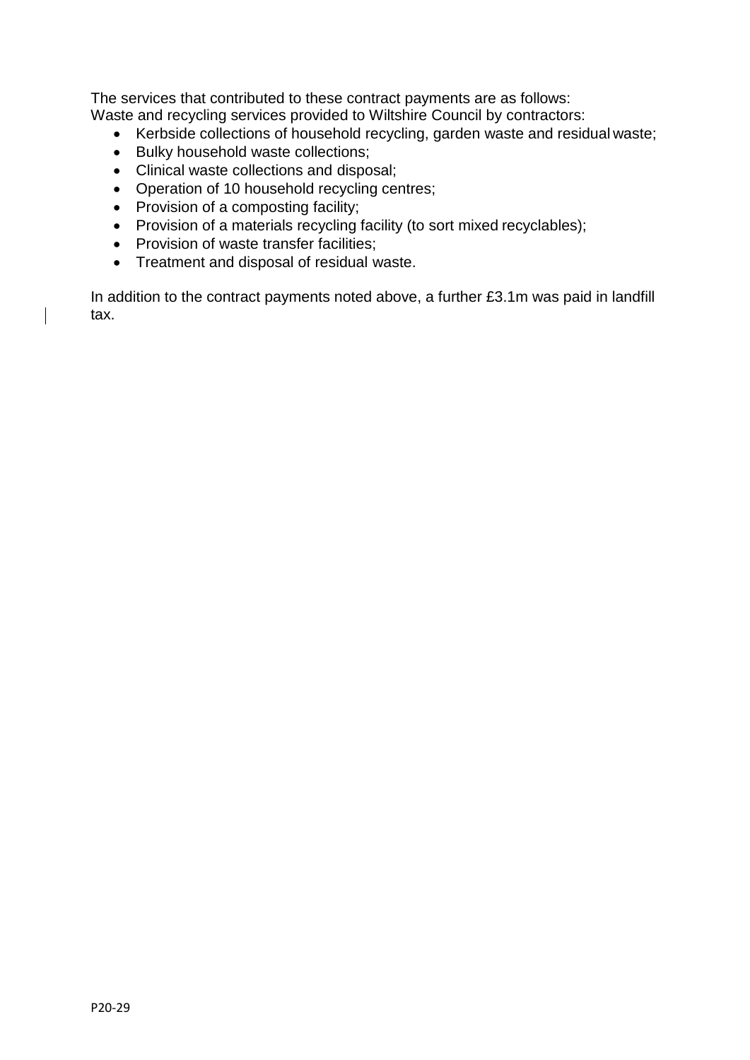The services that contributed to these contract payments are as follows:
Waste and recycling services provided to Wiltshire Council by contractors:

- Kerbside collections of household recycling, garden waste and residual waste;
- Bulky household waste collections;
- Clinical waste collections and disposal;
- Operation of 10 household recycling centres;
- Provision of a composting facility;
- Provision of a materials recycling facility (to sort mixed recyclables);
- Provision of waste transfer facilities;
- Treatment and disposal of residual waste.

In addition to the contract payments noted above, a further £3.1m was paid in landfill tax.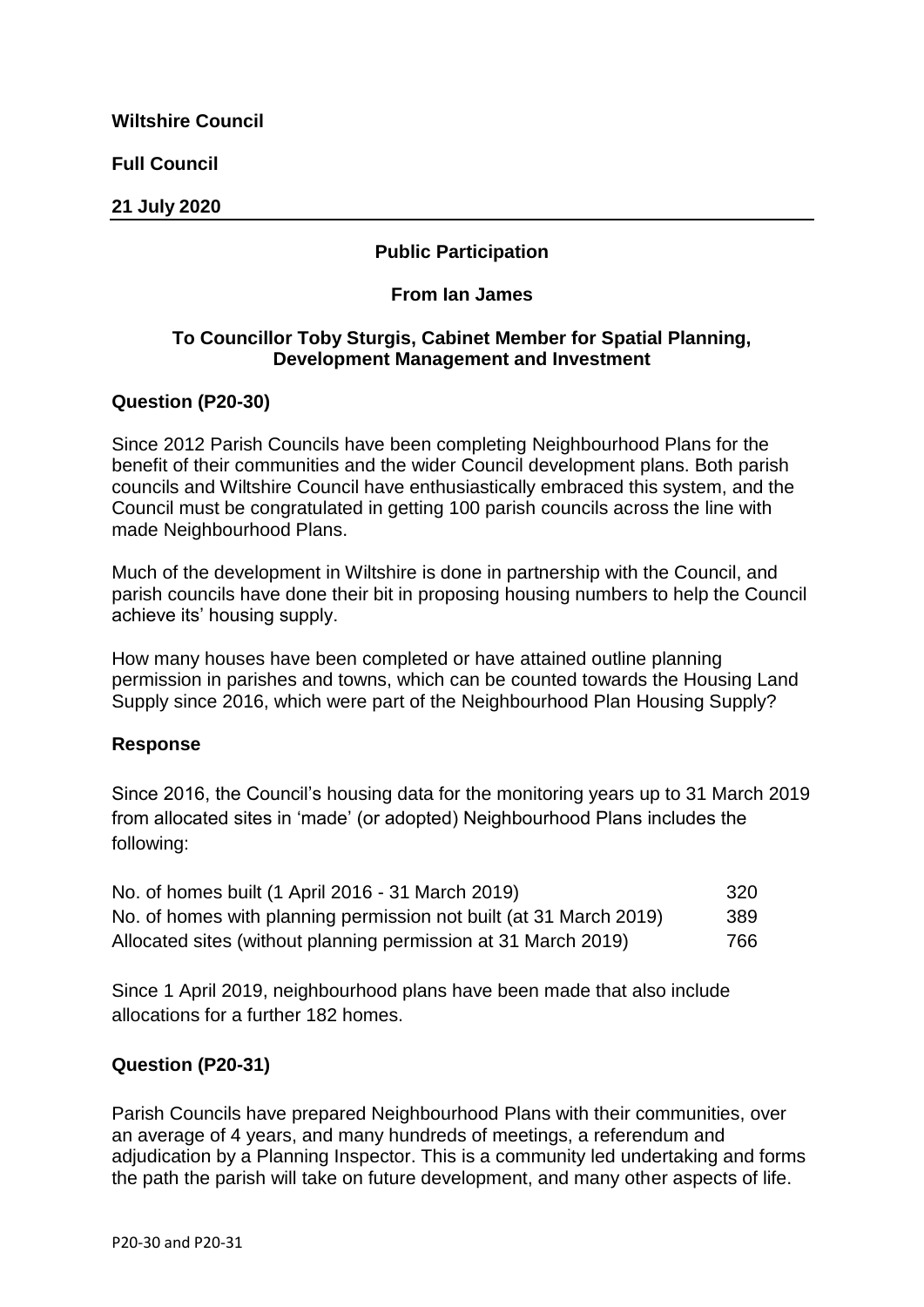**Wiltshire Council**

**Full Council**

**21 July 2020**

**Public Participation**

**From Ian James**

**To Councillor Toby Sturgis, Cabinet Member for Spatial Planning, Development Management and Investment**

**Question (P20-30)**

Since 2012 Parish Councils have been completing Neighbourhood Plans for the benefit of their communities and the wider Council development plans. Both parish councils and Wiltshire Council have enthusiastically embraced this system, and the Council must be congratulated in getting 100 parish councils across the line with made Neighbourhood Plans.

Much of the development in Wiltshire is done in partnership with the Council, and parish councils have done their bit in proposing housing numbers to help the Council achieve its' housing supply.

How many houses have been completed or have attained outline planning permission in parishes and towns, which can be counted towards the Housing Land Supply since 2016, which were part of the Neighbourhood Plan Housing Supply?

**Response**

Since 2016, the Council's housing data for the monitoring years up to 31 March 2019 from allocated sites in 'made' (or adopted) Neighbourhood Plans includes the following:

| | |
|---|---|
| No. of homes built (1 April 2016 - 31 March 2019) | 320 |
| No. of homes with planning permission not built (at 31 March 2019) | 389 |
| Allocated sites (without planning permission at 31 March 2019) | 766 |

Since 1 April 2019, neighbourhood plans have been made that also include allocations for a further 182 homes.

**Question (P20-31)**

Parish Councils have prepared Neighbourhood Plans with their communities, over an average of 4 years, and many hundreds of meetings, a referendum and adjudication by a Planning Inspector. This is a community led undertaking and forms the path the parish will take on future development, and many other aspects of life.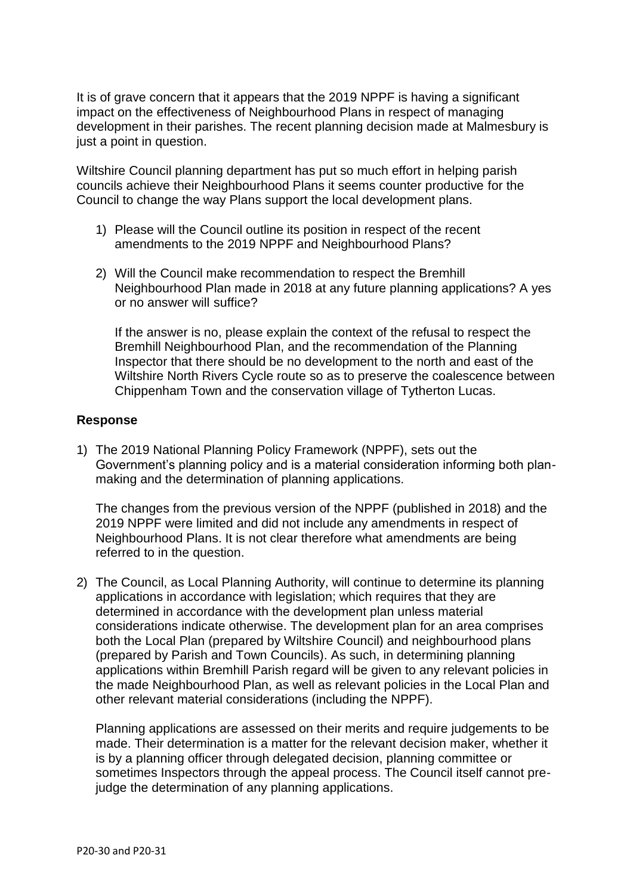It is of grave concern that it appears that the 2019 NPPF is having a significant impact on the effectiveness of Neighbourhood Plans in respect of managing development in their parishes. The recent planning decision made at Malmesbury is just a point in question.

Wiltshire Council planning department has put so much effort in helping parish councils achieve their Neighbourhood Plans it seems counter productive for the Council to change the way Plans support the local development plans.

1) Please will the Council outline its position in respect of the recent amendments to the 2019 NPPF and Neighbourhood Plans?

2) Will the Council make recommendation to respect the Bremhill Neighbourhood Plan made in 2018 at any future planning applications? A yes or no answer will suffice?

   If the answer is no, please explain the context of the refusal to respect the Bremhill Neighbourhood Plan, and the recommendation of the Planning Inspector that there should be no development to the north and east of the Wiltshire North Rivers Cycle route so as to preserve the coalescence between Chippenham Town and the conservation village of Tytherton Lucas.

**Response**

1) The 2019 National Planning Policy Framework (NPPF), sets out the Government's planning policy and is a material consideration informing both plan-making and the determination of planning applications.

   The changes from the previous version of the NPPF (published in 2018) and the 2019 NPPF were limited and did not include any amendments in respect of Neighbourhood Plans. It is not clear therefore what amendments are being referred to in the question.

2) The Council, as Local Planning Authority, will continue to determine its planning applications in accordance with legislation; which requires that they are determined in accordance with the development plan unless material considerations indicate otherwise. The development plan for an area comprises both the Local Plan (prepared by Wiltshire Council) and neighbourhood plans (prepared by Parish and Town Councils). As such, in determining planning applications within Bremhill Parish regard will be given to any relevant policies in the made Neighbourhood Plan, as well as relevant policies in the Local Plan and other relevant material considerations (including the NPPF).

   Planning applications are assessed on their merits and require judgements to be made. Their determination is a matter for the relevant decision maker, whether it is by a planning officer through delegated decision, planning committee or sometimes Inspectors through the appeal process. The Council itself cannot pre-judge the determination of any planning applications.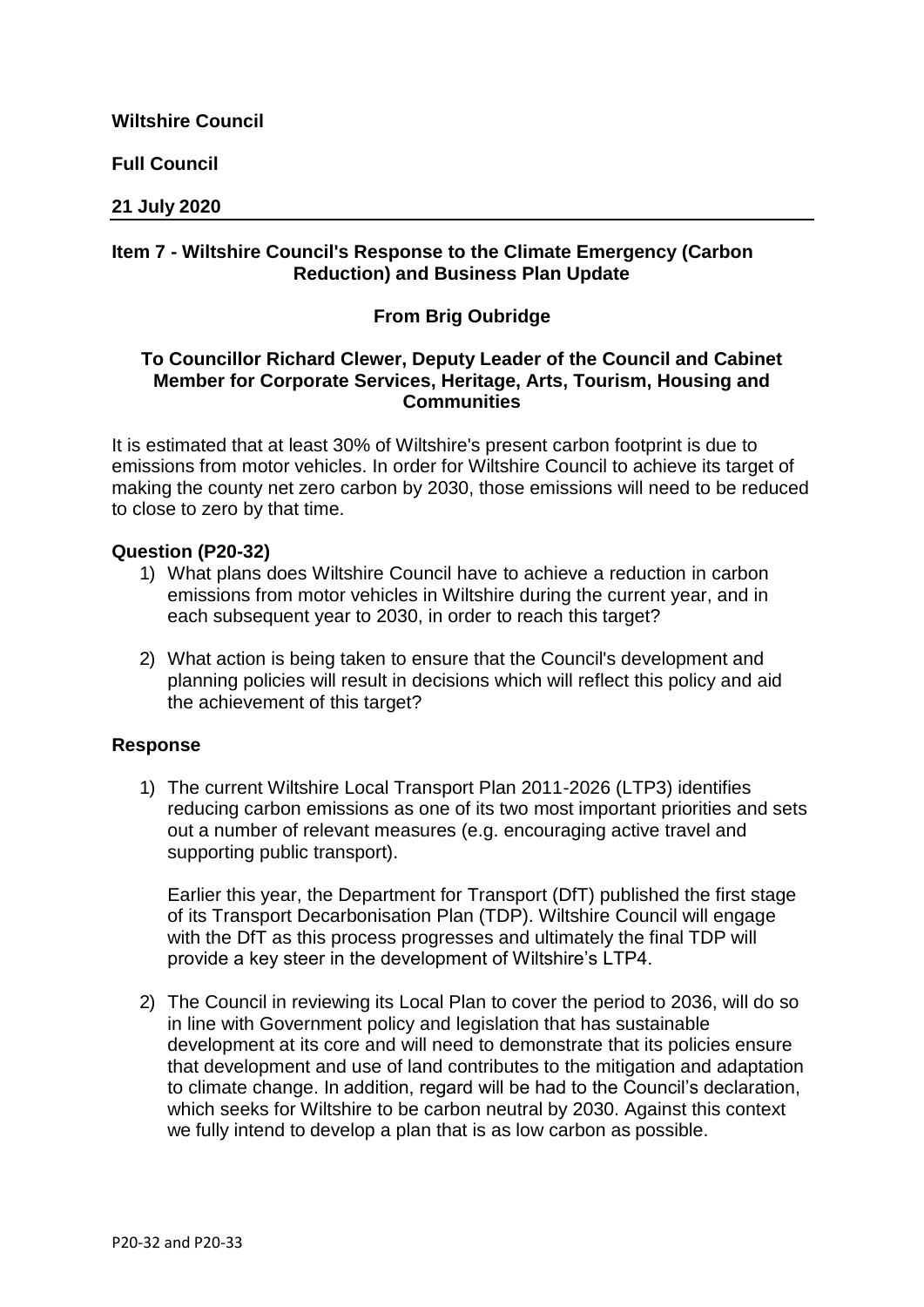**Wiltshire Council**

**Full Council**

**21 July 2020**

## Item 7 - Wiltshire Council's Response to the Climate Emergency (Carbon Reduction) and Business Plan Update

### From Brig Oubridge

### To Councillor Richard Clewer, Deputy Leader of the Council and Cabinet Member for Corporate Services, Heritage, Arts, Tourism, Housing and Communities

It is estimated that at least 30% of Wiltshire's present carbon footprint is due to emissions from motor vehicles. In order for Wiltshire Council to achieve its target of making the county net zero carbon by 2030, those emissions will need to be reduced to close to zero by that time.

**Question (P20-32)**

1) What plans does Wiltshire Council have to achieve a reduction in carbon emissions from motor vehicles in Wiltshire during the current year, and in each subsequent year to 2030, in order to reach this target?

2) What action is being taken to ensure that the Council's development and planning policies will result in decisions which will reflect this policy and aid the achievement of this target?

**Response**

1) The current Wiltshire Local Transport Plan 2011-2026 (LTP3) identifies reducing carbon emissions as one of its two most important priorities and sets out a number of relevant measures (e.g. encouraging active travel and supporting public transport).

   Earlier this year, the Department for Transport (DfT) published the first stage of its Transport Decarbonisation Plan (TDP). Wiltshire Council will engage with the DfT as this process progresses and ultimately the final TDP will provide a key steer in the development of Wiltshire's LTP4.

2) The Council in reviewing its Local Plan to cover the period to 2036, will do so in line with Government policy and legislation that has sustainable development at its core and will need to demonstrate that its policies ensure that development and use of land contributes to the mitigation and adaptation to climate change. In addition, regard will be had to the Council's declaration, which seeks for Wiltshire to be carbon neutral by 2030. Against this context we fully intend to develop a plan that is as low carbon as possible.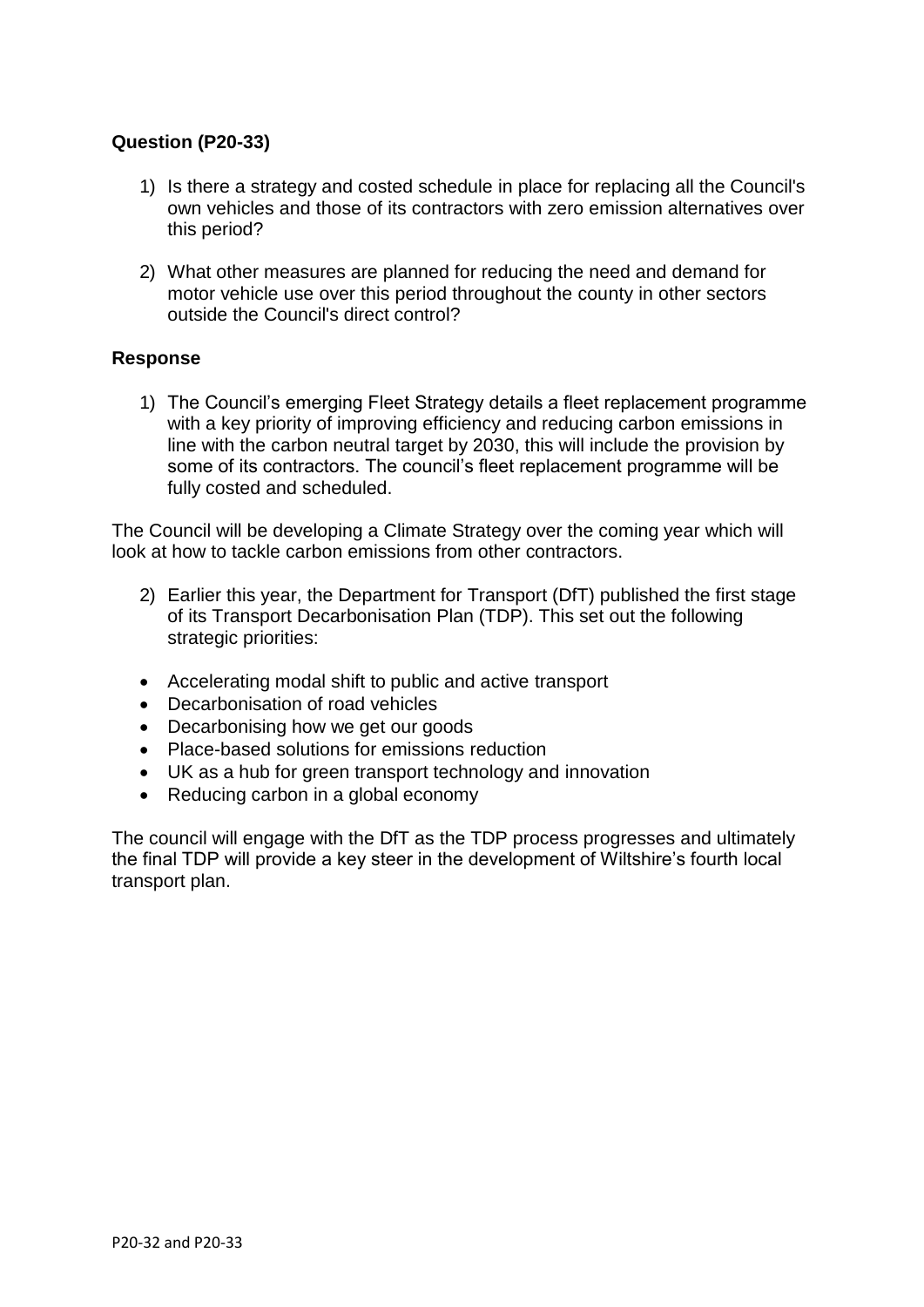**Question (P20-33)**

1) Is there a strategy and costed schedule in place for replacing all the Council's own vehicles and those of its contractors with zero emission alternatives over this period?

2) What other measures are planned for reducing the need and demand for motor vehicle use over this period throughout the county in other sectors outside the Council's direct control?

**Response**

1) The Council's emerging Fleet Strategy details a fleet replacement programme with a key priority of improving efficiency and reducing carbon emissions in line with the carbon neutral target by 2030, this will include the provision by some of its contractors. The council's fleet replacement programme will be fully costed and scheduled.

The Council will be developing a Climate Strategy over the coming year which will look at how to tackle carbon emissions from other contractors.

2) Earlier this year, the Department for Transport (DfT) published the first stage of its Transport Decarbonisation Plan (TDP). This set out the following strategic priorities:

- Accelerating modal shift to public and active transport
- Decarbonisation of road vehicles
- Decarbonising how we get our goods
- Place-based solutions for emissions reduction
- UK as a hub for green transport technology and innovation
- Reducing carbon in a global economy

The council will engage with the DfT as the TDP process progresses and ultimately the final TDP will provide a key steer in the development of Wiltshire's fourth local transport plan.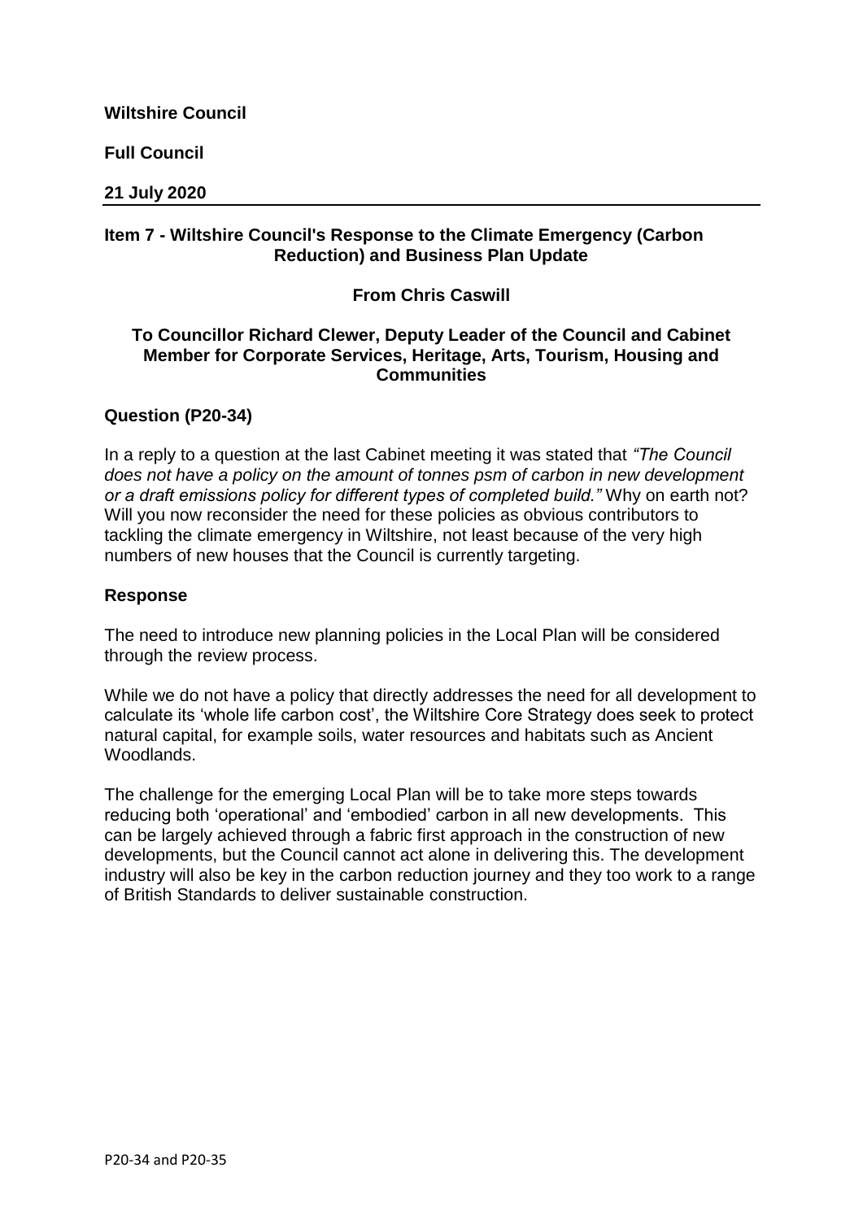**Wiltshire Council**

**Full Council**

**21 July 2020**

---

**Item 7 - Wiltshire Council's Response to the Climate Emergency (Carbon Reduction) and Business Plan Update**

**From Chris Caswill**

**To Councillor Richard Clewer, Deputy Leader of the Council and Cabinet Member for Corporate Services, Heritage, Arts, Tourism, Housing and Communities**

**Question (P20-34)**

In a reply to a question at the last Cabinet meeting it was stated that *"The Council does not have a policy on the amount of tonnes psm of carbon in new development or a draft emissions policy for different types of completed build."* Why on earth not? Will you now reconsider the need for these policies as obvious contributors to tackling the climate emergency in Wiltshire, not least because of the very high numbers of new houses that the Council is currently targeting.

**Response**

The need to introduce new planning policies in the Local Plan will be considered through the review process.

While we do not have a policy that directly addresses the need for all development to calculate its 'whole life carbon cost', the Wiltshire Core Strategy does seek to protect natural capital, for example soils, water resources and habitats such as Ancient Woodlands.

The challenge for the emerging Local Plan will be to take more steps towards reducing both 'operational' and 'embodied' carbon in all new developments. This can be largely achieved through a fabric first approach in the construction of new developments, but the Council cannot act alone in delivering this. The development industry will also be key in the carbon reduction journey and they too work to a range of British Standards to deliver sustainable construction.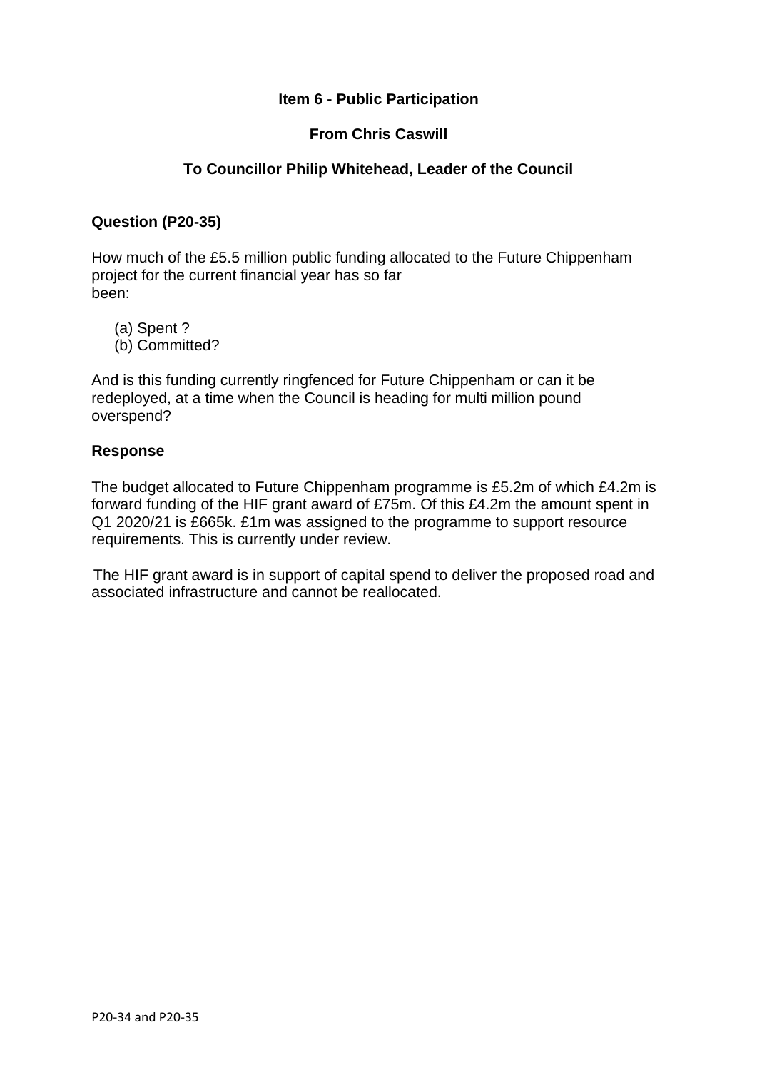**Item 6 - Public Participation**

**From Chris Caswill**

**To Councillor Philip Whitehead, Leader of the Council**

**Question (P20-35)**

How much of the £5.5 million public funding allocated to the Future Chippenham project for the current financial year has so far been:

(a) Spent ?
(b) Committed?

And is this funding currently ringfenced for Future Chippenham or can it be redeployed, at a time when the Council is heading for multi million pound overspend?

**Response**

The budget allocated to Future Chippenham programme is £5.2m of which £4.2m is forward funding of the HIF grant award of £75m. Of this £4.2m the amount spent in Q1 2020/21 is £665k. £1m was assigned to the programme to support resource requirements. This is currently under review.

The HIF grant award is in support of capital spend to deliver the proposed road and associated infrastructure and cannot be reallocated.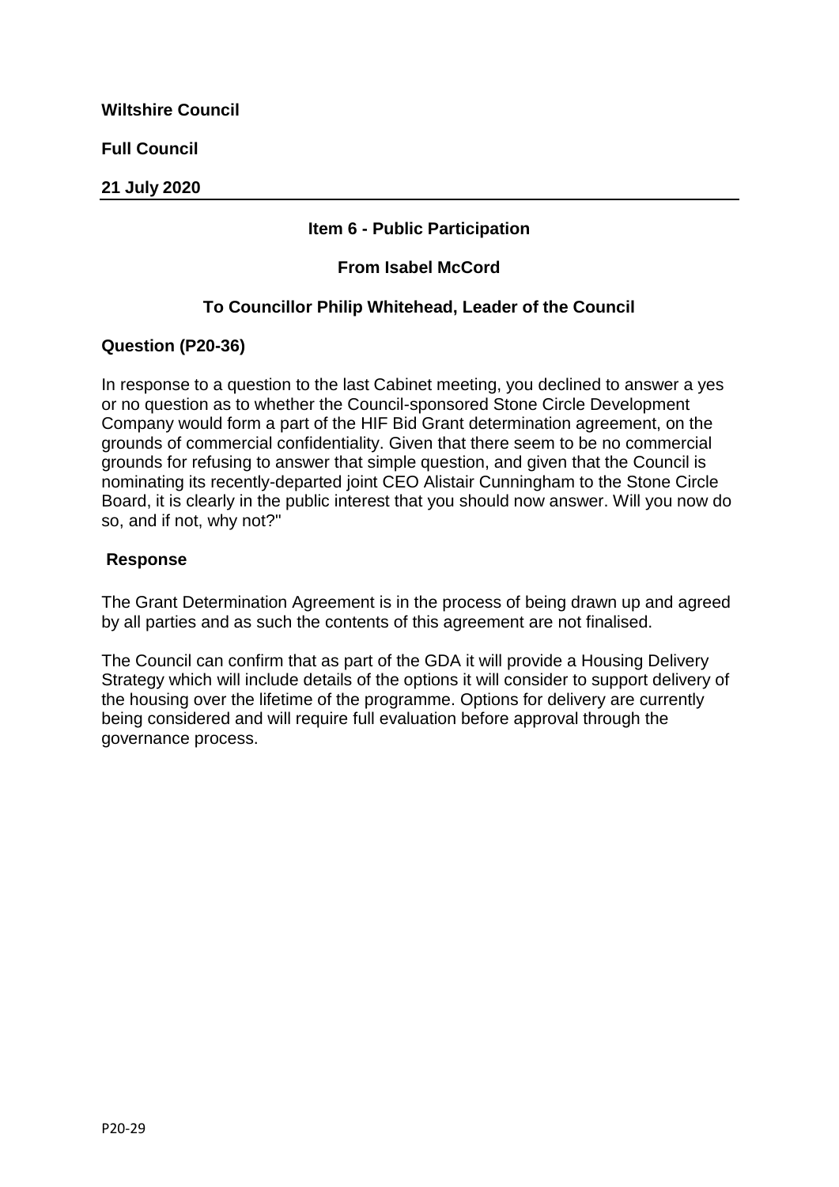**Wiltshire Council**

**Full Council**

**21 July 2020**

**Item 6 - Public Participation**

**From Isabel McCord**

**To Councillor Philip Whitehead, Leader of the Council**

**Question (P20-36)**

In response to a question to the last Cabinet meeting, you declined to answer a yes or no question as to whether the Council-sponsored Stone Circle Development Company would form a part of the HIF Bid Grant determination agreement, on the grounds of commercial confidentiality. Given that there seem to be no commercial grounds for refusing to answer that simple question, and given that the Council is nominating its recently-departed joint CEO Alistair Cunningham to the Stone Circle Board, it is clearly in the public interest that you should now answer. Will you now do so, and if not, why not?"

**Response**

The Grant Determination Agreement is in the process of being drawn up and agreed by all parties and as such the contents of this agreement are not finalised.

The Council can confirm that as part of the GDA it will provide a Housing Delivery Strategy which will include details of the options it will consider to support delivery of the housing over the lifetime of the programme. Options for delivery are currently being considered and will require full evaluation before approval through the governance process.

P20-29